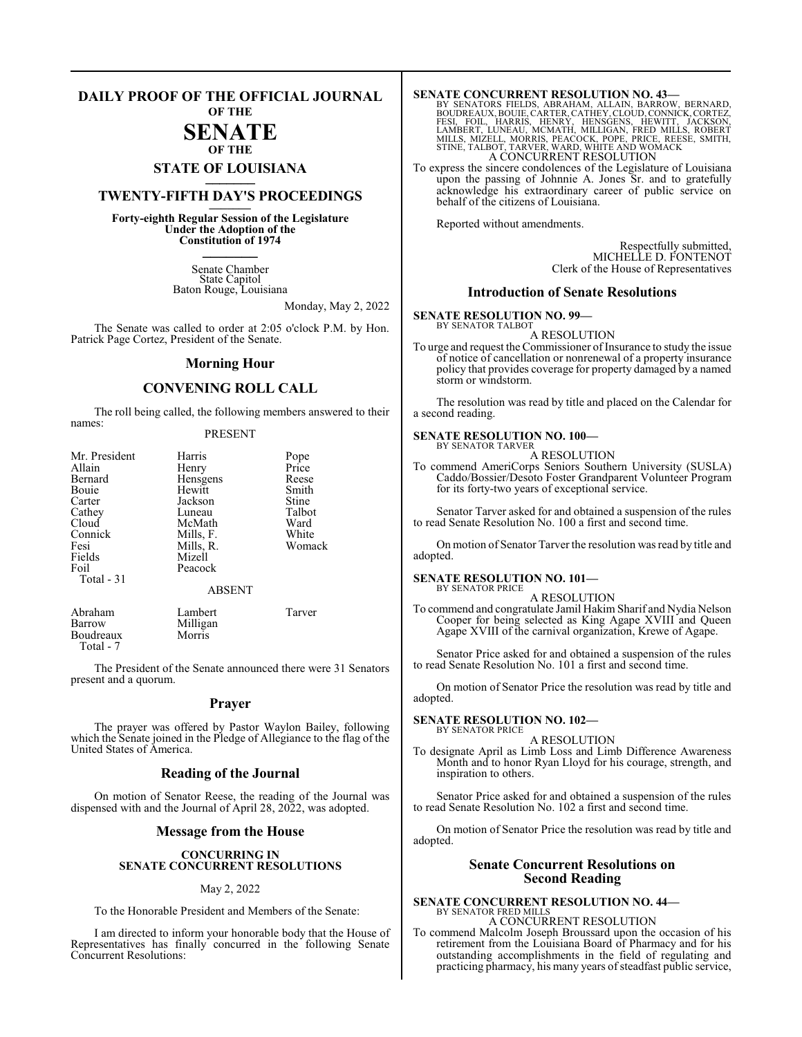# DAILY PROOF OF THE OFFICIAL JOURNAL OF THE SENATE OF THE STATE OF LOUISIANA

## TWENTY-FIFTH DAY'S PROCEEDINGS

**Forty-eighth Regular Session of the Legislature Under the Adoption of the Constitution of 1974**

Senate Chamber
State Capitol
Baton Rouge, Louisiana

Monday, May 2, 2022

The Senate was called to order at 2:05 o'clock P.M. by Hon. Patrick Page Cortez, President of the Senate.

## Morning Hour

## CONVENING ROLL CALL

The roll being called, the following members answered to their names:

PRESENT

| | | |
|---|---|---|
| Mr. President | Harris | Pope |
| Allain | Henry | Price |
| Bernard | Hensgens | Reese |
| Bouie | Hewitt | Smith |
| Carter | Jackson | Stine |
| Cathey | Luneau | Talbot |
| Cloud | McMath | Ward |
| Connick | Mills, F. | White |
| Fesi | Mills, R. | Womack |
| Fields | Mizell | |
| Foil | Peacock | |
| Total - 31 | | |

ABSENT

| | | |
|---|---|---|
| Abraham | Lambert | Tarver |
| Barrow | Milligan | |
| Boudreaux | Morris | |
| Total - 7 | | |

The President of the Senate announced there were 31 Senators present and a quorum.

## Prayer

The prayer was offered by Pastor Waylon Bailey, following which the Senate joined in the Pledge of Allegiance to the flag of the United States of America.

## Reading of the Journal

On motion of Senator Reese, the reading of the Journal was dispensed with and the Journal of April 28, 2022, was adopted.

## Message from the House

### CONCURRING IN SENATE CONCURRENT RESOLUTIONS

May 2, 2022

To the Honorable President and Members of the Senate:

I am directed to inform your honorable body that the House of Representatives has finally concurred in the following Senate Concurrent Resolutions:

**SENATE CONCURRENT RESOLUTION NO. 43—**
BY SENATORS FIELDS, ABRAHAM, ALLAIN, BARROW, BERNARD, BOUDREAUX, BOUIE, CARTER, CATHEY, CLOUD, CONNICK, CORTEZ, FESI, FOIL, HARRIS, HENRY, HENSGENS, HEWITT, JACKSON, LAMBERT, LUNEAU, MCMATH, MILLIGAN, FRED MILLS, ROBERT MILLS, MIZELL, MORRIS, PEACOCK, POPE, PRICE, REESE, SMITH, STINE, TALBOT, TARVER, WARD, WHITE AND WOMACK
A CONCURRENT RESOLUTION
To express the sincere condolences of the Legislature of Louisiana upon the passing of Johnnie A. Jones Sr. and to gratefully acknowledge his extraordinary career of public service on behalf of the citizens of Louisiana.

Reported without amendments.

Respectfully submitted,
MICHELLE D. FONTENOT
Clerk of the House of Representatives

## Introduction of Senate Resolutions

**SENATE RESOLUTION NO. 99—**
BY SENATOR TALBOT
A RESOLUTION
To urge and request the Commissioner of Insurance to study the issue of notice of cancellation or nonrenewal of a property insurance policy that provides coverage for property damaged by a named storm or windstorm.

The resolution was read by title and placed on the Calendar for a second reading.

**SENATE RESOLUTION NO. 100—**
BY SENATOR TARVER
A RESOLUTION
To commend AmeriCorps Seniors Southern University (SUSLA) Caddo/Bossier/Desoto Foster Grandparent Volunteer Program for its forty-two years of exceptional service.

Senator Tarver asked for and obtained a suspension of the rules to read Senate Resolution No. 100 a first and second time.

On motion of Senator Tarver the resolution was read by title and adopted.

**SENATE RESOLUTION NO. 101—**
BY SENATOR PRICE
A RESOLUTION
To commend and congratulate Jamil Hakim Sharif and Nydia Nelson Cooper for being selected as King Agape XVIII and Queen Agape XVIII of the carnival organization, Krewe of Agape.

Senator Price asked for and obtained a suspension of the rules to read Senate Resolution No. 101 a first and second time.

On motion of Senator Price the resolution was read by title and adopted.

**SENATE RESOLUTION NO. 102—**
BY SENATOR PRICE
A RESOLUTION
To designate April as Limb Loss and Limb Difference Awareness Month and to honor Ryan Lloyd for his courage, strength, and inspiration to others.

Senator Price asked for and obtained a suspension of the rules to read Senate Resolution No. 102 a first and second time.

On motion of Senator Price the resolution was read by title and adopted.

## Senate Concurrent Resolutions on Second Reading

**SENATE CONCURRENT RESOLUTION NO. 44—**
BY SENATOR FRED MILLS
A CONCURRENT RESOLUTION
To commend Malcolm Joseph Broussard upon the occasion of his retirement from the Louisiana Board of Pharmacy and for his outstanding accomplishments in the field of regulating and practicing pharmacy, his many years of steadfast public service,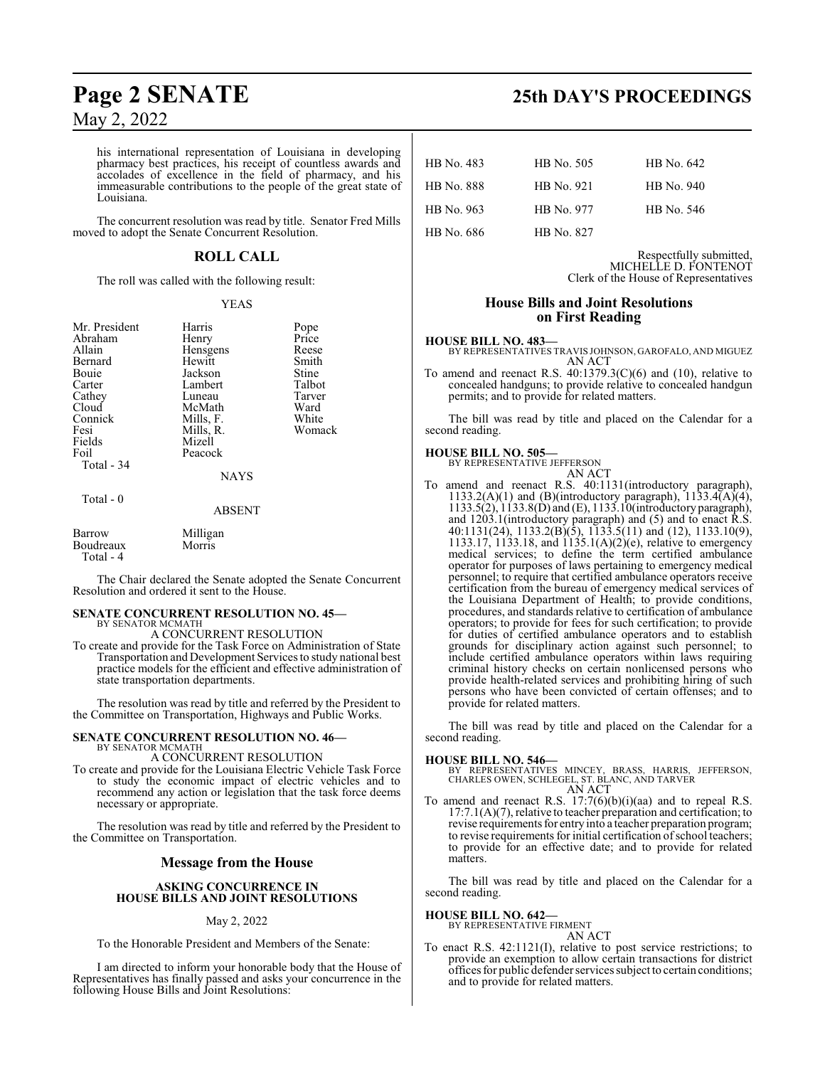his international representation of Louisiana in developing pharmacy best practices, his receipt of countless awards and accolades of excellence in the field of pharmacy, and his immeasurable contributions to the people of the great state of Louisiana.

The concurrent resolution was read by title. Senator Fred Mills moved to adopt the Senate Concurrent Resolution.

## ROLL CALL

The roll was called with the following result:

YEAS

| | | |
|---|---|---|
| Mr. President | Harris | Pope |
| Abraham | Henry | Price |
| Allain | Hensgens | Reese |
| Bernard | Hewitt | Smith |
| Bouie | Jackson | Stine |
| Carter | Lambert | Talbot |
| Cathey | Luneau | Tarver |
| Cloud | McMath | Ward |
| Connick | Mills, F. | White |
| Fesi | Mills, R. | Womack |
| Fields | Mizell | |
| Foil | Peacock | |

Total - 34

NAYS

Total - 0

ABSENT

| | |
|---|---|
| Barrow | Milligan |
| Boudreaux | Morris |

Total - 4

The Chair declared the Senate adopted the Senate Concurrent Resolution and ordered it sent to the House.

**SENATE CONCURRENT RESOLUTION NO. 45—**
BY SENATOR MCMATH
A CONCURRENT RESOLUTION
To create and provide for the Task Force on Administration of State Transportation and Development Services to study national best practice models for the efficient and effective administration of state transportation departments.

The resolution was read by title and referred by the President to the Committee on Transportation, Highways and Public Works.

**SENATE CONCURRENT RESOLUTION NO. 46—**
BY SENATOR MCMATH
A CONCURRENT RESOLUTION
To create and provide for the Louisiana Electric Vehicle Task Force to study the economic impact of electric vehicles and to recommend any action or legislation that the task force deems necessary or appropriate.

The resolution was read by title and referred by the President to the Committee on Transportation.

## Message from the House

### ASKING CONCURRENCE IN HOUSE BILLS AND JOINT RESOLUTIONS

May 2, 2022

To the Honorable President and Members of the Senate:

I am directed to inform your honorable body that the House of Representatives has finally passed and asks your concurrence in the following House Bills and Joint Resolutions:

| | | |
|---|---|---|
| HB No. 483 | HB No. 505 | HB No. 642 |
| HB No. 888 | HB No. 921 | HB No. 940 |
| HB No. 963 | HB No. 977 | HB No. 546 |
| HB No. 686 | HB No. 827 | |

Respectfully submitted,
MICHELLE D. FONTENOT
Clerk of the House of Representatives

## House Bills and Joint Resolutions on First Reading

**HOUSE BILL NO. 483—**
BY REPRESENTATIVES TRAVIS JOHNSON, GAROFALO, AND MIGUEZ
AN ACT
To amend and reenact R.S. 40:1379.3(C)(6) and (10), relative to concealed handguns; to provide relative to concealed handgun permits; and to provide for related matters.

The bill was read by title and placed on the Calendar for a second reading.

**HOUSE BILL NO. 505—**
BY REPRESENTATIVE JEFFERSON
AN ACT
To amend and reenact R.S. 40:1131(introductory paragraph), 1133.2(A)(1) and (B)(introductory paragraph), 1133.4(A)(4), 1133.5(2), 1133.8(D) and (E), 1133.10(introductory paragraph), and 1203.1(introductory paragraph) and (5) and to enact R.S. 40:1131(24), 1133.2(B)(5), 1133.5(11) and (12), 1133.10(9), 1133.17, 1133.18, and 1135.1(A)(2)(e), relative to emergency medical services; to define the term certified ambulance operator for purposes of laws pertaining to emergency medical personnel; to require that certified ambulance operators receive certification from the bureau of emergency medical services of the Louisiana Department of Health; to provide conditions, procedures, and standards relative to certification of ambulance operators; to provide for fees for such certification; to provide for duties of certified ambulance operators and to establish grounds for disciplinary action against such personnel; to include certified ambulance operators within laws requiring criminal history checks on certain nonlicensed persons who provide health-related services and prohibiting hiring of such persons who have been convicted of certain offenses; and to provide for related matters.

The bill was read by title and placed on the Calendar for a second reading.

**HOUSE BILL NO. 546—**
BY REPRESENTATIVES MINCEY, BRASS, HARRIS, JEFFERSON, CHARLES OWEN, SCHLEGEL, ST. BLANC, AND TARVER
AN ACT
To amend and reenact R.S. 17:7(6)(b)(i)(aa) and to repeal R.S. 17:7.1(A)(7), relative to teacher preparation and certification; to revise requirements for entry into a teacher preparation program; to revise requirements for initial certification of school teachers; to provide for an effective date; and to provide for related matters.

The bill was read by title and placed on the Calendar for a second reading.

**HOUSE BILL NO. 642—**
BY REPRESENTATIVE FIRMENT
AN ACT
To enact R.S. 42:1121(I), relative to post service restrictions; to provide an exemption to allow certain transactions for district offices for public defender services subject to certain conditions; and to provide for related matters.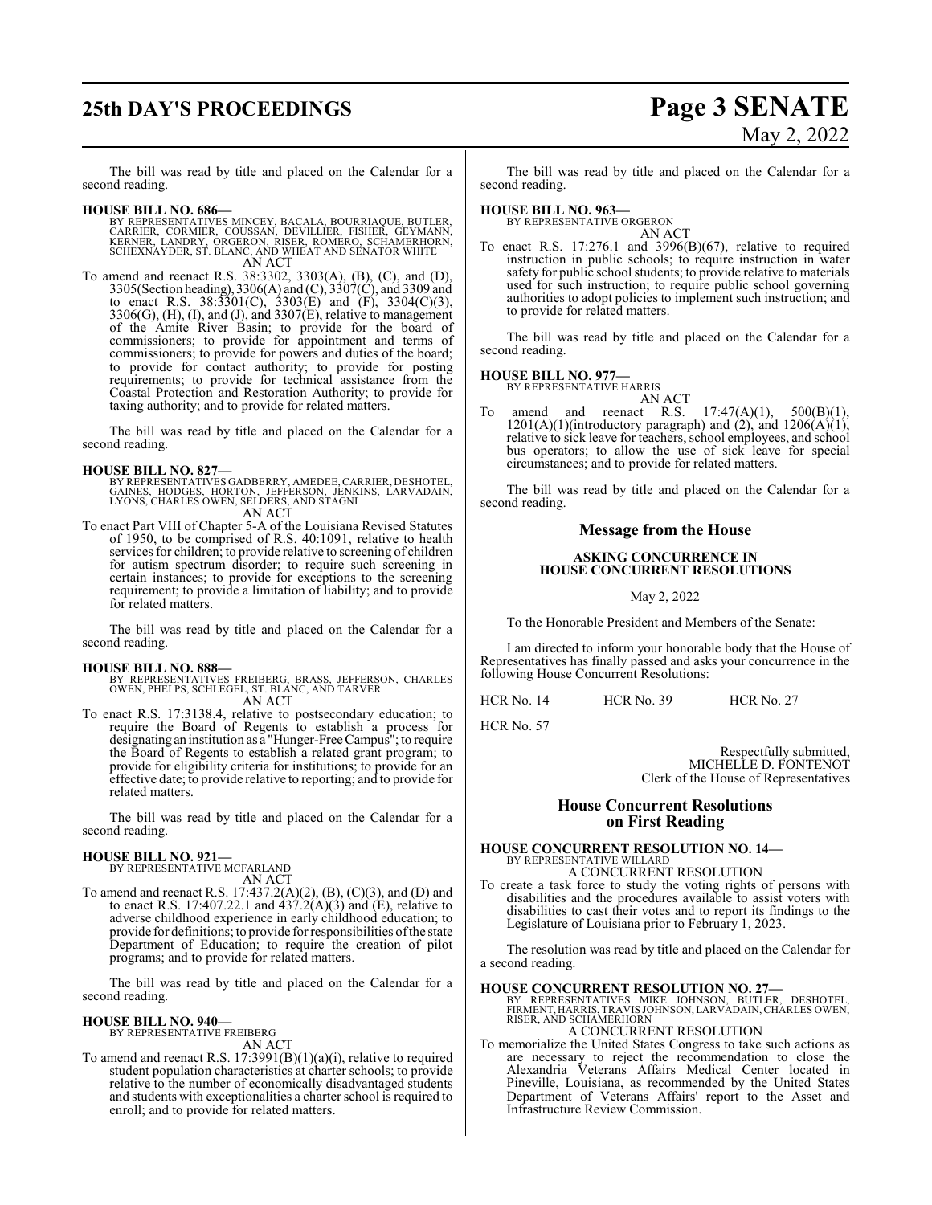The bill was read by title and placed on the Calendar for a second reading.

**HOUSE BILL NO. 686—**
BY REPRESENTATIVES MINCEY, BACALA, BOURRIAQUE, BUTLER, CARRIER, CORMIER, COUSSAN, DEVILLIER, FISHER, GEYMANN, KERNER, LANDRY, ORGERON, RISER, ROMERO, SCHAMERHORN, SCHEXNAYDER, ST. BLANC, AND WHEAT AND SENATOR WHITE

AN ACT

To amend and reenact R.S. 38:3302, 3303(A), (B), (C), and (D), 3305(Section heading), 3306(A) and (C), 3307(C), and 3309 and to enact R.S. 38:3301(C), 3303(E) and (F), 3304(C)(3), 3306(G), (H), (I), and (J), and 3307(E), relative to management of the Amite River Basin; to provide for the board of commissioners; to provide for appointment and terms of commissioners; to provide for powers and duties of the board; to provide for contact authority; to provide for posting requirements; to provide for technical assistance from the Coastal Protection and Restoration Authority; to provide for taxing authority; and to provide for related matters.

The bill was read by title and placed on the Calendar for a second reading.

**HOUSE BILL NO. 827—**
BY REPRESENTATIVES GADBERRY, AMEDEE, CARRIER, DESHOTEL, GAINES, HODGES, HORTON, JEFFERSON, JENKINS, LARVADAIN, LYONS, CHARLES OWEN, SELDERS, AND STAGNI

AN ACT

To enact Part VIII of Chapter 5-A of the Louisiana Revised Statutes of 1950, to be comprised of R.S. 40:1091, relative to health services for children; to provide relative to screening of children for autism spectrum disorder; to require such screening in certain instances; to provide for exceptions to the screening requirement; to provide a limitation of liability; and to provide for related matters.

The bill was read by title and placed on the Calendar for a second reading.

**HOUSE BILL NO. 888—**
BY REPRESENTATIVES FREIBERG, BRASS, JEFFERSON, CHARLES OWEN, PHELPS, SCHLEGEL, ST. BLANC, AND TARVER

AN ACT

To enact R.S. 17:3138.4, relative to postsecondary education; to require the Board of Regents to establish a process for designating an institution as a "Hunger-Free Campus"; to require the Board of Regents to establish a related grant program; to provide for eligibility criteria for institutions; to provide for an effective date; to provide relative to reporting; and to provide for related matters.

The bill was read by title and placed on the Calendar for a second reading.

**HOUSE BILL NO. 921—**
BY REPRESENTATIVE MCFARLAND

AN ACT

To amend and reenact R.S. 17:437.2(A)(2), (B), (C)(3), and (D) and to enact R.S. 17:407.22.1 and 437.2(A)(3) and (E), relative to adverse childhood experience in early childhood education; to provide for definitions; to provide for responsibilities of the state Department of Education; to require the creation of pilot programs; and to provide for related matters.

The bill was read by title and placed on the Calendar for a second reading.

**HOUSE BILL NO. 940—**
BY REPRESENTATIVE FREIBERG

AN ACT

To amend and reenact R.S. 17:3991(B)(1)(a)(i), relative to required student population characteristics at charter schools; to provide relative to the number of economically disadvantaged students and students with exceptionalities a charter school is required to enroll; and to provide for related matters.

The bill was read by title and placed on the Calendar for a second reading.

**HOUSE BILL NO. 963—**
BY REPRESENTATIVE ORGERON

AN ACT

To enact R.S. 17:276.1 and 3996(B)(67), relative to required instruction in public schools; to require instruction in water safety for public school students; to provide relative to materials used for such instruction; to require public school governing authorities to adopt policies to implement such instruction; and to provide for related matters.

The bill was read by title and placed on the Calendar for a second reading.

**HOUSE BILL NO. 977—**
BY REPRESENTATIVE HARRIS

AN ACT

To amend and reenact R.S. 17:47(A)(1), 500(B)(1), 1201(A)(1)(introductory paragraph) and (2), and 1206(A)(1), relative to sick leave for teachers, school employees, and school bus operators; to allow the use of sick leave for special circumstances; and to provide for related matters.

The bill was read by title and placed on the Calendar for a second reading.

## Message from the House

**ASKING CONCURRENCE IN HOUSE CONCURRENT RESOLUTIONS**

May 2, 2022

To the Honorable President and Members of the Senate:

I am directed to inform your honorable body that the House of Representatives has finally passed and asks your concurrence in the following House Concurrent Resolutions:

HCR No. 14 HCR No. 39 HCR No. 27

HCR No. 57

Respectfully submitted,
MICHELLE D. FONTENOT
Clerk of the House of Representatives

## House Concurrent Resolutions on First Reading

**HOUSE CONCURRENT RESOLUTION NO. 14—**
BY REPRESENTATIVE WILLARD

A CONCURRENT RESOLUTION

To create a task force to study the voting rights of persons with disabilities and the procedures available to assist voters with disabilities to cast their votes and to report its findings to the Legislature of Louisiana prior to February 1, 2023.

The resolution was read by title and placed on the Calendar for a second reading.

**HOUSE CONCURRENT RESOLUTION NO. 27—**
BY REPRESENTATIVES MIKE JOHNSON, BUTLER, DESHOTEL, FIRMENT, HARRIS, TRAVIS JOHNSON, LARVADAIN, CHARLES OWEN, RISER, AND SCHAMERHORN

A CONCURRENT RESOLUTION

To memorialize the United States Congress to take such actions as are necessary to reject the recommendation to close the Alexandria Veterans Affairs Medical Center located in Pineville, Louisiana, as recommended by the United States Department of Veterans Affairs' report to the Asset and Infrastructure Review Commission.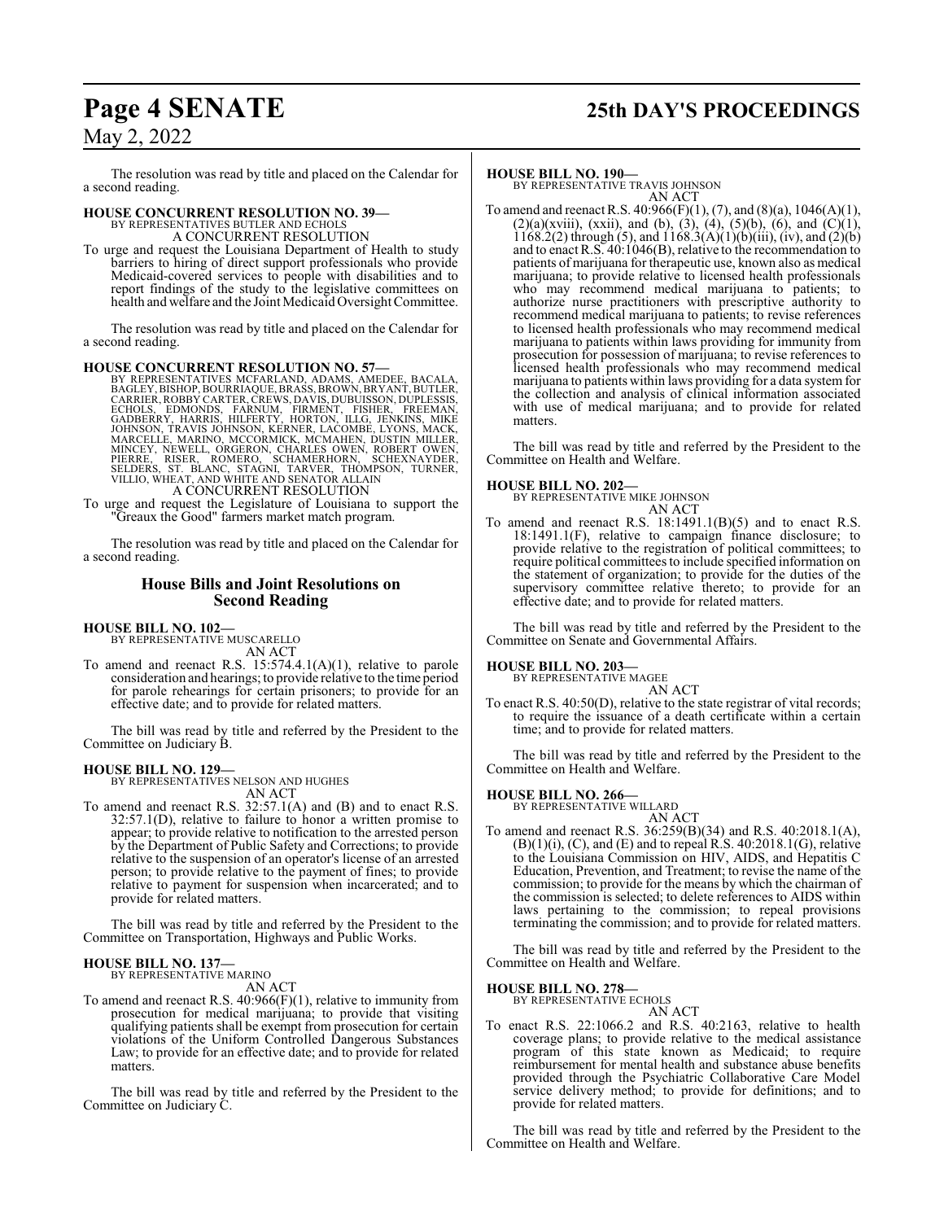The resolution was read by title and placed on the Calendar for a second reading.

**HOUSE CONCURRENT RESOLUTION NO. 39—**
BY REPRESENTATIVES BUTLER AND ECHOLS
A CONCURRENT RESOLUTION

To urge and request the Louisiana Department of Health to study barriers to hiring of direct support professionals who provide Medicaid-covered services to people with disabilities and to report findings of the study to the legislative committees on health and welfare and the Joint Medicaid Oversight Committee.

The resolution was read by title and placed on the Calendar for a second reading.

**HOUSE CONCURRENT RESOLUTION NO. 57—**
BY REPRESENTATIVES MCFARLAND, ADAMS, AMEDEE, BACALA, BAGLEY, BISHOP, BOURRIAQUE, BRASS, BROWN, BRYANT, BUTLER, CARRIER, ROBBY CARTER, CREWS, DAVIS, DUBUISSON, DUPLESSIS, ECHOLS, EDMONDS, FARNUM, FIRMENT, FISHER, FREEMAN, GADBERRY, HARRIS, HILFERTY, HORTON, ILLG, JENKINS, MIKE JOHNSON, TRAVIS JOHNSON, KERNER, LACOMBE, LYONS, MACK, MARCELLE, MARINO, MCCORMICK, MCMAHEN, DUSTIN MILLER, MINCEY, NEWELL, ORGERON, CHARLES OWEN, ROBERT OWEN, PIERRE, RISER, ROMERO, SCHAMERHORN, SCHEXNAYDER, SELDERS, ST. BLANC, STAGNI, TARVER, THOMPSON, TURNER, VILLIO, WHEAT, AND WHITE AND SENATOR ALLAIN
A CONCURRENT RESOLUTION

To urge and request the Legislature of Louisiana to support the "Greaux the Good" farmers market match program.

The resolution was read by title and placed on the Calendar for a second reading.

## House Bills and Joint Resolutions on Second Reading

**HOUSE BILL NO. 102—**
BY REPRESENTATIVE MUSCARELLO
AN ACT

To amend and reenact R.S. 15:574.4.1(A)(1), relative to parole consideration and hearings; to provide relative to the time period for parole rehearings for certain prisoners; to provide for an effective date; and to provide for related matters.

The bill was read by title and referred by the President to the Committee on Judiciary B.

**HOUSE BILL NO. 129—**
BY REPRESENTATIVES NELSON AND HUGHES
AN ACT

To amend and reenact R.S. 32:57.1(A) and (B) and to enact R.S. 32:57.1(D), relative to failure to honor a written promise to appear; to provide relative to notification to the arrested person by the Department of Public Safety and Corrections; to provide relative to the suspension of an operator's license of an arrested person; to provide relative to the payment of fines; to provide relative to payment for suspension when incarcerated; and to provide for related matters.

The bill was read by title and referred by the President to the Committee on Transportation, Highways and Public Works.

**HOUSE BILL NO. 137—**
BY REPRESENTATIVE MARINO
AN ACT

To amend and reenact R.S. 40:966(F)(1), relative to immunity from prosecution for medical marijuana; to provide that visiting qualifying patients shall be exempt from prosecution for certain violations of the Uniform Controlled Dangerous Substances Law; to provide for an effective date; and to provide for related matters.

The bill was read by title and referred by the President to the Committee on Judiciary C.

**HOUSE BILL NO. 190—**
BY REPRESENTATIVE TRAVIS JOHNSON
AN ACT

To amend and reenact R.S. 40:966(F)(1), (7), and (8)(a), 1046(A)(1), (2)(a)(xviii), (xxii), and (b), (3), (4), (5)(b), (6), and (C)(1), 1168.2(2) through (5), and 1168.3(A)(1)(b)(iii), (iv), and (2)(b) and to enact R.S. 40:1046(B), relative to the recommendation to patients of marijuana for therapeutic use, known also as medical marijuana; to provide relative to licensed health professionals who may recommend medical marijuana to patients; to authorize nurse practitioners with prescriptive authority to recommend medical marijuana to patients; to revise references to licensed health professionals who may recommend medical marijuana to patients within laws providing for immunity from prosecution for possession of marijuana; to revise references to licensed health professionals who may recommend medical marijuana to patients within laws providing for a data system for the collection and analysis of clinical information associated with use of medical marijuana; and to provide for related matters.

The bill was read by title and referred by the President to the Committee on Health and Welfare.

**HOUSE BILL NO. 202—**
BY REPRESENTATIVE MIKE JOHNSON
AN ACT

To amend and reenact R.S. 18:1491.1(B)(5) and to enact R.S. 18:1491.1(F), relative to campaign finance disclosure; to provide relative to the registration of political committees; to require political committees to include specified information on the statement of organization; to provide for the duties of the supervisory committee relative thereto; to provide for an effective date; and to provide for related matters.

The bill was read by title and referred by the President to the Committee on Senate and Governmental Affairs.

**HOUSE BILL NO. 203—**
BY REPRESENTATIVE MAGEE
AN ACT

To enact R.S. 40:50(D), relative to the state registrar of vital records; to require the issuance of a death certificate within a certain time; and to provide for related matters.

The bill was read by title and referred by the President to the Committee on Health and Welfare.

**HOUSE BILL NO. 266—**
BY REPRESENTATIVE WILLARD
AN ACT

To amend and reenact R.S. 36:259(B)(34) and R.S. 40:2018.1(A), (B)(1)(i), (C), and (E) and to repeal R.S. 40:2018.1(G), relative to the Louisiana Commission on HIV, AIDS, and Hepatitis C Education, Prevention, and Treatment; to revise the name of the commission; to provide for the means by which the chairman of the commission is selected; to delete references to AIDS within laws pertaining to the commission; to repeal provisions terminating the commission; and to provide for related matters.

The bill was read by title and referred by the President to the Committee on Health and Welfare.

**HOUSE BILL NO. 278—**
BY REPRESENTATIVE ECHOLS
AN ACT

To enact R.S. 22:1066.2 and R.S. 40:2163, relative to health coverage plans; to provide relative to the medical assistance program of this state known as Medicaid; to require reimbursement for mental health and substance abuse benefits provided through the Psychiatric Collaborative Care Model service delivery method; to provide for definitions; and to provide for related matters.

The bill was read by title and referred by the President to the Committee on Health and Welfare.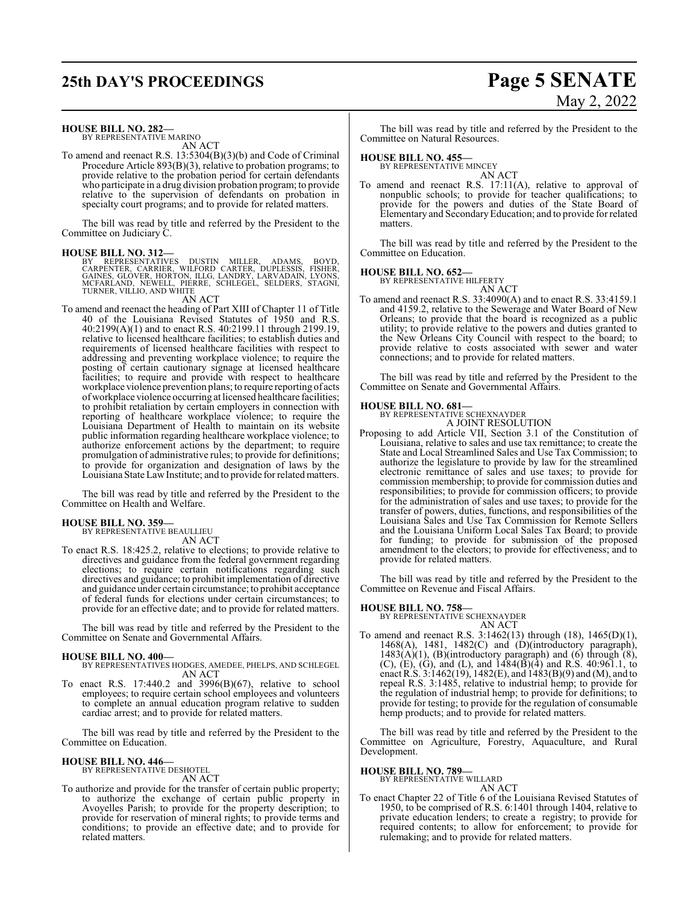**HOUSE BILL NO. 282—**
BY REPRESENTATIVE MARINO
AN ACT

To amend and reenact R.S. 13:5304(B)(3)(b) and Code of Criminal Procedure Article 893(B)(3), relative to probation programs; to provide relative to the probation period for certain defendants who participate in a drug division probation program; to provide relative to the supervision of defendants on probation in specialty court programs; and to provide for related matters.

The bill was read by title and referred by the President to the Committee on Judiciary C.

**HOUSE BILL NO. 312—**
BY REPRESENTATIVES DUSTIN MILLER, ADAMS, BOYD, CARPENTER, CARRIER, WILFORD CARTER, DUPLESSIS, FISHER, GAINES, GLOVER, HORTON, ILLG, LANDRY, LARVADAIN, LYONS, MCFARLAND, NEWELL, PIERRE, SCHLEGEL, SELDERS, STAGNI, TURNER, VILLIO, AND WHITE
AN ACT

To amend and reenact the heading of Part XIII of Chapter 11 of Title 40 of the Louisiana Revised Statutes of 1950 and R.S. 40:2199(A)(1) and to enact R.S. 40:2199.11 through 2199.19, relative to licensed healthcare facilities; to establish duties and requirements of licensed healthcare facilities with respect to addressing and preventing workplace violence; to require the posting of certain cautionary signage at licensed healthcare facilities; to require and provide with respect to healthcare workplace violence prevention plans; to require reporting of acts of workplace violence occurring at licensed healthcare facilities; to prohibit retaliation by certain employers in connection with reporting of healthcare workplace violence; to require the Louisiana Department of Health to maintain on its website public information regarding healthcare workplace violence; to authorize enforcement actions by the department; to require promulgation of administrative rules; to provide for definitions; to provide for organization and designation of laws by the Louisiana State Law Institute; and to provide for related matters.

The bill was read by title and referred by the President to the Committee on Health and Welfare.

**HOUSE BILL NO. 359—**
BY REPRESENTATIVE BEAULLIEU
AN ACT

To enact R.S. 18:425.2, relative to elections; to provide relative to directives and guidance from the federal government regarding elections; to require certain notifications regarding such directives and guidance; to prohibit implementation of directive and guidance under certain circumstance; to prohibit acceptance of federal funds for elections under certain circumstances; to provide for an effective date; and to provide for related matters.

The bill was read by title and referred by the President to the Committee on Senate and Governmental Affairs.

**HOUSE BILL NO. 400—**
BY REPRESENTATIVES HODGES, AMEDEE, PHELPS, AND SCHLEGEL
AN ACT

To enact R.S. 17:440.2 and 3996(B)(67), relative to school employees; to require certain school employees and volunteers to complete an annual education program relative to sudden cardiac arrest; and to provide for related matters.

The bill was read by title and referred by the President to the Committee on Education.

**HOUSE BILL NO. 446—**
BY REPRESENTATIVE DESHOTEL
AN ACT

To authorize and provide for the transfer of certain public property; to authorize the exchange of certain public property in Avoyelles Parish; to provide for the property description; to provide for reservation of mineral rights; to provide terms and conditions; to provide an effective date; and to provide for related matters.

The bill was read by title and referred by the President to the Committee on Natural Resources.

**HOUSE BILL NO. 455—**
BY REPRESENTATIVE MINCEY
AN ACT

To amend and reenact R.S. 17:11(A), relative to approval of nonpublic schools; to provide for teacher qualifications; to provide for the powers and duties of the State Board of Elementary and Secondary Education; and to provide for related matters.

The bill was read by title and referred by the President to the Committee on Education.

**HOUSE BILL NO. 652—**
BY REPRESENTATIVE HILFERTY
AN ACT

To amend and reenact R.S. 33:4090(A) and to enact R.S. 33:4159.1 and 4159.2, relative to the Sewerage and Water Board of New Orleans; to provide that the board is recognized as a public utility; to provide relative to the powers and duties granted to the New Orleans City Council with respect to the board; to provide relative to costs associated with sewer and water connections; and to provide for related matters.

The bill was read by title and referred by the President to the Committee on Senate and Governmental Affairs.

**HOUSE BILL NO. 681—**
BY REPRESENTATIVE SCHEXNAYDER
A JOINT RESOLUTION

Proposing to add Article VII, Section 3.1 of the Constitution of Louisiana, relative to sales and use tax remittance; to create the State and Local Streamlined Sales and Use Tax Commission; to authorize the legislature to provide by law for the streamlined electronic remittance of sales and use taxes; to provide for commission membership; to provide for commission duties and responsibilities; to provide for commission officers; to provide for the administration of sales and use taxes; to provide for the transfer of powers, duties, functions, and responsibilities of the Louisiana Sales and Use Tax Commission for Remote Sellers and the Louisiana Uniform Local Sales Tax Board; to provide for funding; to provide for submission of the proposed amendment to the electors; to provide for effectiveness; and to provide for related matters.

The bill was read by title and referred by the President to the Committee on Revenue and Fiscal Affairs.

**HOUSE BILL NO. 758—**
BY REPRESENTATIVE SCHEXNAYDER
AN ACT

To amend and reenact R.S. 3:1462(13) through (18), 1465(D)(1), 1468(A), 1481, 1482(C) and (D)(introductory paragraph), 1483(A)(1), (B)(introductory paragraph) and (6) through (8), (C), (E), (G), and (L), and 1484(B)(4) and R.S. 40:961.1, to enact R.S. 3:1462(19), 1482(E), and 1483(B)(9) and (M), and to repeal R.S. 3:1485, relative to industrial hemp; to provide for the regulation of industrial hemp; to provide for definitions; to provide for testing; to provide for the regulation of consumable hemp products; and to provide for related matters.

The bill was read by title and referred by the President to the Committee on Agriculture, Forestry, Aquaculture, and Rural Development.

**HOUSE BILL NO. 789—**
BY REPRESENTATIVE WILLARD
AN ACT

To enact Chapter 22 of Title 6 of the Louisiana Revised Statutes of 1950, to be comprised of R.S. 6:1401 through 1404, relative to private education lenders; to create a registry; to provide for required contents; to allow for enforcement; to provide for rulemaking; and to provide for related matters.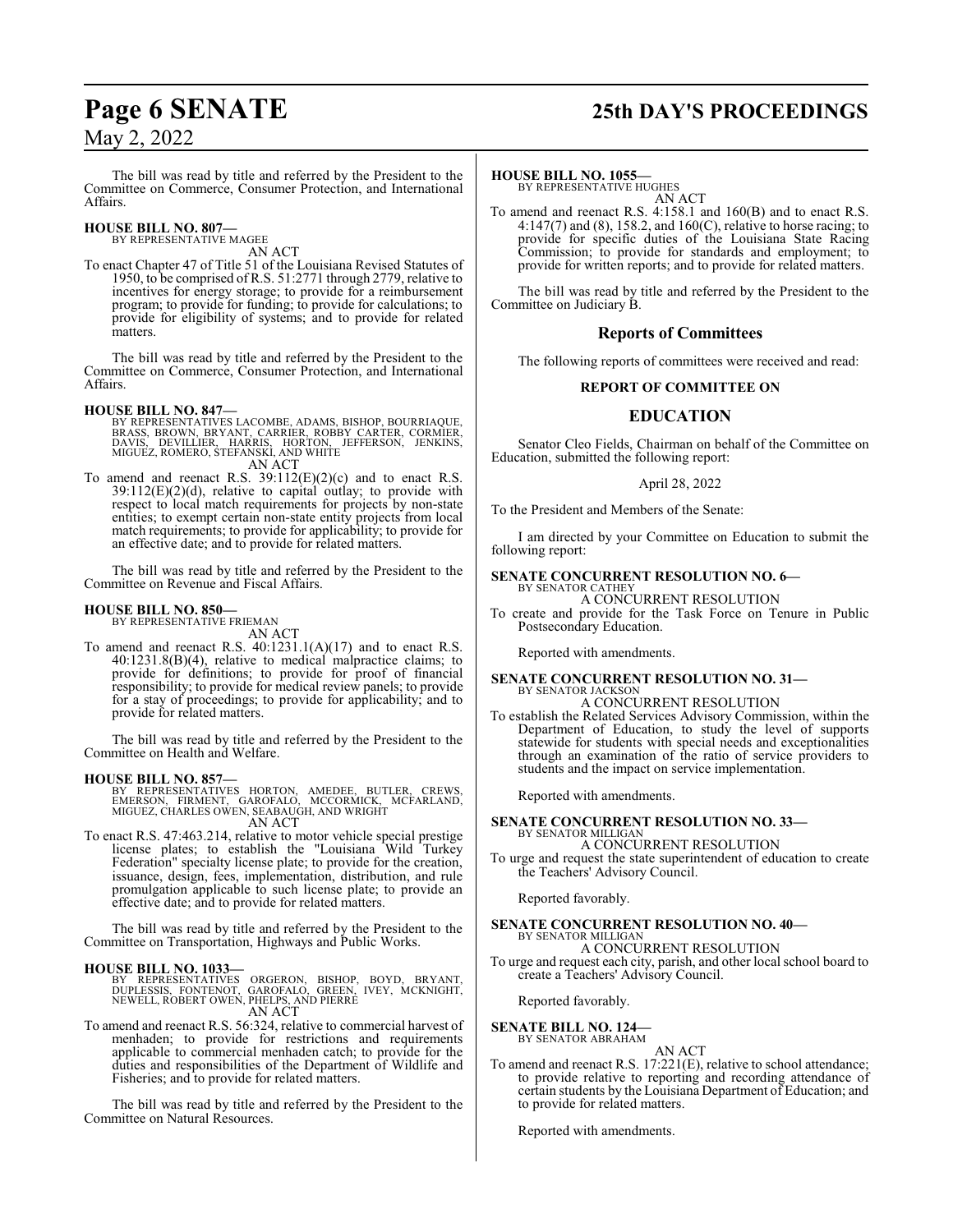The bill was read by title and referred by the President to the Committee on Commerce, Consumer Protection, and International Affairs.

**HOUSE BILL NO. 807—**
BY REPRESENTATIVE MAGEE

AN ACT

To enact Chapter 47 of Title 51 of the Louisiana Revised Statutes of 1950, to be comprised of R.S. 51:2771 through 2779, relative to incentives for energy storage; to provide for a reimbursement program; to provide for funding; to provide for calculations; to provide for eligibility of systems; and to provide for related matters.

The bill was read by title and referred by the President to the Committee on Commerce, Consumer Protection, and International Affairs.

**HOUSE BILL NO. 847—**
BY REPRESENTATIVES LACOMBE, ADAMS, BISHOP, BOURRIAQUE, BRASS, BROWN, BRYANT, CARRIER, ROBBY CARTER, CORMIER, DAVIS, DEVILLIER, HARRIS, HORTON, JEFFERSON, JENKINS, MIGUEZ, ROMERO, STEFANSKI, AND WHITE

AN ACT

To amend and reenact R.S. 39:112(E)(2)(c) and to enact R.S. 39:112(E)(2)(d), relative to capital outlay; to provide with respect to local match requirements for projects by non-state entities; to exempt certain non-state entity projects from local match requirements; to provide for applicability; to provide for an effective date; and to provide for related matters.

The bill was read by title and referred by the President to the Committee on Revenue and Fiscal Affairs.

**HOUSE BILL NO. 850—**
BY REPRESENTATIVE FRIEMAN

AN ACT

To amend and reenact R.S. 40:1231.1(A)(17) and to enact R.S. 40:1231.8(B)(4), relative to medical malpractice claims; to provide for definitions; to provide for proof of financial responsibility; to provide for medical review panels; to provide for a stay of proceedings; to provide for applicability; and to provide for related matters.

The bill was read by title and referred by the President to the Committee on Health and Welfare.

**HOUSE BILL NO. 857—**
BY REPRESENTATIVES HORTON, AMEDEE, BUTLER, CREWS, EMERSON, FIRMENT, GAROFALO, MCCORMICK, MCFARLAND, MIGUEZ, CHARLES OWEN, SEABAUGH, AND WRIGHT

AN ACT

To enact R.S. 47:463.214, relative to motor vehicle special prestige license plates; to establish the "Louisiana Wild Turkey Federation" specialty license plate; to provide for the creation, issuance, design, fees, implementation, distribution, and rule promulgation applicable to such license plate; to provide an effective date; and to provide for related matters.

The bill was read by title and referred by the President to the Committee on Transportation, Highways and Public Works.

**HOUSE BILL NO. 1033—**
BY REPRESENTATIVES ORGERON, BISHOP, BOYD, BRYANT, DUPLESSIS, FONTENOT, GAROFALO, GREEN, IVEY, MCKNIGHT, NEWELL, ROBERT OWEN, PHELPS, AND PIERRE

AN ACT

To amend and reenact R.S. 56:324, relative to commercial harvest of menhaden; to provide for restrictions and requirements applicable to commercial menhaden catch; to provide for the duties and responsibilities of the Department of Wildlife and Fisheries; and to provide for related matters.

The bill was read by title and referred by the President to the Committee on Natural Resources.

**HOUSE BILL NO. 1055—**
BY REPRESENTATIVE HUGHES

AN ACT

To amend and reenact R.S. 4:158.1 and 160(B) and to enact R.S. 4:147(7) and (8), 158.2, and 160(C), relative to horse racing; to provide for specific duties of the Louisiana State Racing Commission; to provide for standards and employment; to provide for written reports; and to provide for related matters.

The bill was read by title and referred by the President to the Committee on Judiciary B.

## Reports of Committees

The following reports of committees were received and read:

### REPORT OF COMMITTEE ON

## EDUCATION

Senator Cleo Fields, Chairman on behalf of the Committee on Education, submitted the following report:

April 28, 2022

To the President and Members of the Senate:

I am directed by your Committee on Education to submit the following report:

**SENATE CONCURRENT RESOLUTION NO. 6—**
BY SENATOR CATHEY

A CONCURRENT RESOLUTION

To create and provide for the Task Force on Tenure in Public Postsecondary Education.

Reported with amendments.

**SENATE CONCURRENT RESOLUTION NO. 31—**
BY SENATOR JACKSON

A CONCURRENT RESOLUTION

To establish the Related Services Advisory Commission, within the Department of Education, to study the level of supports statewide for students with special needs and exceptionalities through an examination of the ratio of service providers to students and the impact on service implementation.

Reported with amendments.

**SENATE CONCURRENT RESOLUTION NO. 33—**
BY SENATOR MILLIGAN

A CONCURRENT RESOLUTION

To urge and request the state superintendent of education to create the Teachers' Advisory Council.

Reported favorably.

**SENATE CONCURRENT RESOLUTION NO. 40—**
BY SENATOR MILLIGAN

A CONCURRENT RESOLUTION

To urge and request each city, parish, and other local school board to create a Teachers' Advisory Council.

Reported favorably.

**SENATE BILL NO. 124—**
BY SENATOR ABRAHAM

AN ACT

To amend and reenact R.S. 17:221(E), relative to school attendance; to provide relative to reporting and recording attendance of certain students by the Louisiana Department of Education; and to provide for related matters.

Reported with amendments.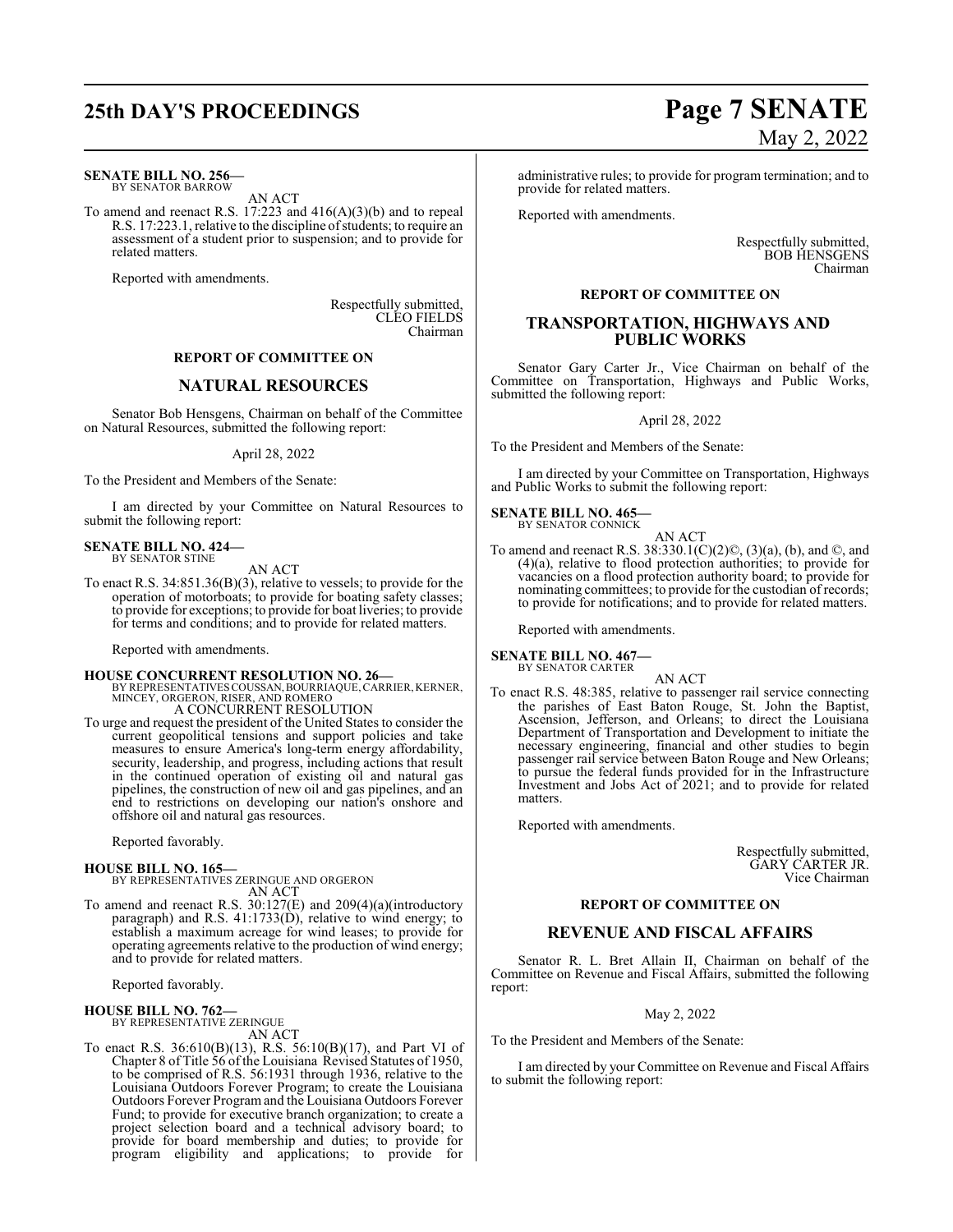**SENATE BILL NO. 256—**
BY SENATOR BARROW

AN ACT

To amend and reenact R.S. 17:223 and 416(A)(3)(b) and to repeal R.S. 17:223.1, relative to the discipline of students; to require an assessment of a student prior to suspension; and to provide for related matters.

Reported with amendments.

Respectfully submitted,
CLEO FIELDS
Chairman

### REPORT OF COMMITTEE ON

## NATURAL RESOURCES

Senator Bob Hensgens, Chairman on behalf of the Committee on Natural Resources, submitted the following report:

April 28, 2022

To the President and Members of the Senate:

I am directed by your Committee on Natural Resources to submit the following report:

**SENATE BILL NO. 424—**
BY SENATOR STINE

AN ACT

To enact R.S. 34:851.36(B)(3), relative to vessels; to provide for the operation of motorboats; to provide for boating safety classes; to provide for exceptions; to provide for boat liveries; to provide for terms and conditions; and to provide for related matters.

Reported with amendments.

**HOUSE CONCURRENT RESOLUTION NO. 26—**
BY REPRESENTATIVES COUSSAN, BOURRIAQUE, CARRIER, KERNER, MINCEY, ORGERON, RISER, AND ROMERO

A CONCURRENT RESOLUTION

To urge and request the president of the United States to consider the current geopolitical tensions and support policies and take measures to ensure America's long-term energy affordability, security, leadership, and progress, including actions that result in the continued operation of existing oil and natural gas pipelines, the construction of new oil and gas pipelines, and an end to restrictions on developing our nation's onshore and offshore oil and natural gas resources.

Reported favorably.

**HOUSE BILL NO. 165—**
BY REPRESENTATIVES ZERINGUE AND ORGERON

AN ACT

To amend and reenact R.S. 30:127(E) and 209(4)(a)(introductory paragraph) and R.S. 41:1733(D), relative to wind energy; to establish a maximum acreage for wind leases; to provide for operating agreements relative to the production of wind energy; and to provide for related matters.

Reported favorably.

**HOUSE BILL NO. 762—**
BY REPRESENTATIVE ZERINGUE

AN ACT

To enact R.S. 36:610(B)(13), R.S. 56:10(B)(17), and Part VI of Chapter 8 of Title 56 of the Louisiana Revised Statutes of 1950, to be comprised of R.S. 56:1931 through 1936, relative to the Louisiana Outdoors Forever Program; to create the Louisiana Outdoors Forever Program and the Louisiana Outdoors Forever Fund; to provide for executive branch organization; to create a project selection board and a technical advisory board; to provide for board membership and duties; to provide for program eligibility and applications; to provide for administrative rules; to provide for program termination; and to provide for related matters.

Reported with amendments.

Respectfully submitted,
BOB HENSGENS
Chairman

### REPORT OF COMMITTEE ON

## TRANSPORTATION, HIGHWAYS AND PUBLIC WORKS

Senator Gary Carter Jr., Vice Chairman on behalf of the Committee on Transportation, Highways and Public Works, submitted the following report:

April 28, 2022

To the President and Members of the Senate:

I am directed by your Committee on Transportation, Highways and Public Works to submit the following report:

**SENATE BILL NO. 465—**
BY SENATOR CONNICK

AN ACT

To amend and reenact R.S. 38:330.1(C)(2)©, (3)(a), (b), and ©, and (4)(a), relative to flood protection authorities; to provide for vacancies on a flood protection authority board; to provide for nominating committees; to provide for the custodian of records; to provide for notifications; and to provide for related matters.

Reported with amendments.

**SENATE BILL NO. 467—**
BY SENATOR CARTER

AN ACT

To enact R.S. 48:385, relative to passenger rail service connecting the parishes of East Baton Rouge, St. John the Baptist, Ascension, Jefferson, and Orleans; to direct the Louisiana Department of Transportation and Development to initiate the necessary engineering, financial and other studies to begin passenger rail service between Baton Rouge and New Orleans; to pursue the federal funds provided for in the Infrastructure Investment and Jobs Act of 2021; and to provide for related matters.

Reported with amendments.

Respectfully submitted,
GARY CARTER JR.
Vice Chairman

### REPORT OF COMMITTEE ON

## REVENUE AND FISCAL AFFAIRS

Senator R. L. Bret Allain II, Chairman on behalf of the Committee on Revenue and Fiscal Affairs, submitted the following report:

May 2, 2022

To the President and Members of the Senate:

I am directed by your Committee on Revenue and Fiscal Affairs to submit the following report: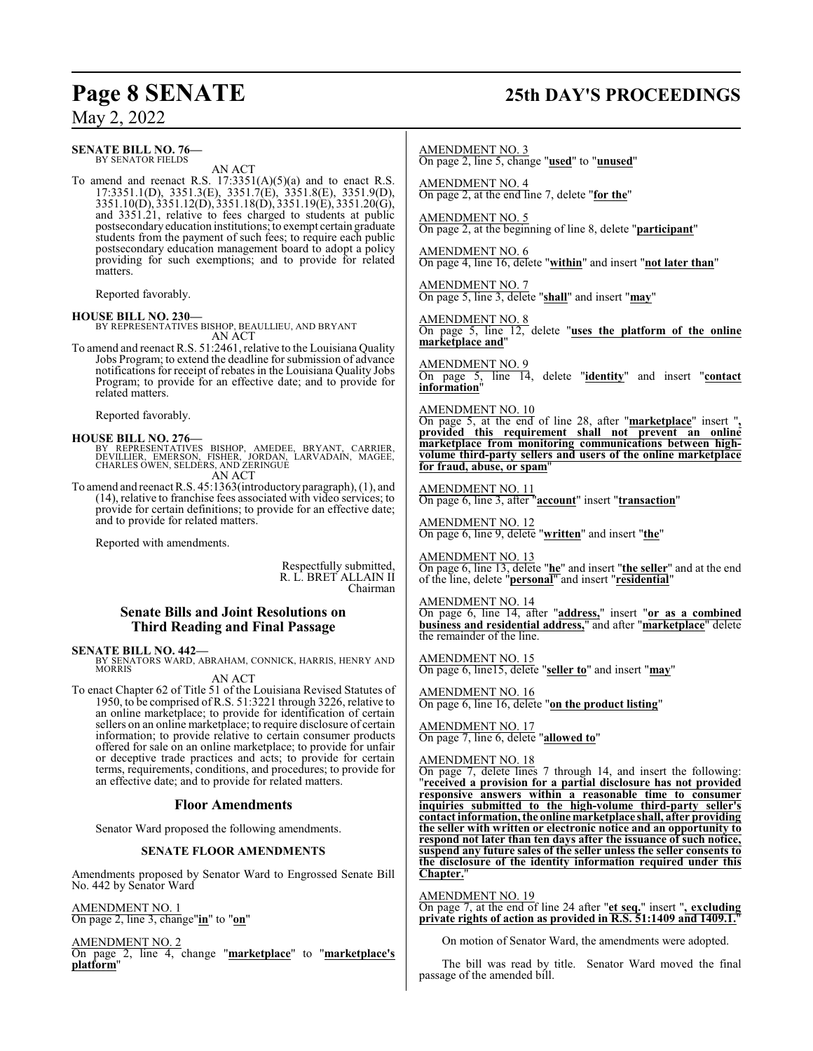**SENATE BILL NO. 76—**
BY SENATOR FIELDS

AN ACT

To amend and reenact R.S. 17:3351(A)(5)(a) and to enact R.S. 17:3351.1(D), 3351.3(E), 3351.7(E), 3351.8(E), 3351.9(D), 3351.10(D), 3351.12(D), 3351.18(D), 3351.19(E), 3351.20(G), and 3351.21, relative to fees charged to students at public postsecondary education institutions; to exempt certain graduate students from the payment of such fees; to require each public postsecondary education management board to adopt a policy providing for such exemptions; and to provide for related matters.

Reported favorably.

**HOUSE BILL NO. 230—**
BY REPRESENTATIVES BISHOP, BEAULLIEU, AND BRYANT

AN ACT

To amend and reenact R.S. 51:2461, relative to the Louisiana Quality Jobs Program; to extend the deadline for submission of advance notifications for receipt of rebates in the Louisiana Quality Jobs Program; to provide for an effective date; and to provide for related matters.

Reported favorably.

**HOUSE BILL NO. 276—**
BY REPRESENTATIVES BISHOP, AMEDEE, BRYANT, CARRIER, DEVILLIER, EMERSON, FISHER, JORDAN, LARVADAIN, MAGEE, CHARLES OWEN, SELDERS, AND ZERINGUE

AN ACT

To amend and reenact R.S. 45:1363(introductory paragraph), (1), and (14), relative to franchise fees associated with video services; to provide for certain definitions; to provide for an effective date; and to provide for related matters.

Reported with amendments.

Respectfully submitted,
R. L. BRET ALLAIN II
Chairman

## Senate Bills and Joint Resolutions on Third Reading and Final Passage

**SENATE BILL NO. 442—**
BY SENATORS WARD, ABRAHAM, CONNICK, HARRIS, HENRY AND MORRIS

AN ACT

To enact Chapter 62 of Title 51 of the Louisiana Revised Statutes of 1950, to be comprised of R.S. 51:3221 through 3226, relative to an online marketplace; to provide for identification of certain sellers on an online marketplace; to require disclosure of certain information; to provide relative to certain consumer products offered for sale on an online marketplace; to provide for unfair or deceptive trade practices and acts; to provide for certain terms, requirements, conditions, and procedures; to provide for an effective date; and to provide for related matters.

## Floor Amendments

Senator Ward proposed the following amendments.

### SENATE FLOOR AMENDMENTS

Amendments proposed by Senator Ward to Engrossed Senate Bill No. 442 by Senator Ward

AMENDMENT NO. 1
On page 2, line 3, change "**in**" to "**on**"

AMENDMENT NO. 2
On page 2, line 4, change "**marketplace**" to "**marketplace's platform**"

AMENDMENT NO. 3
On page 2, line 5, change "**used**" to "**unused**"

AMENDMENT NO. 4
On page 2, at the end line 7, delete "**for the**"

AMENDMENT NO. 5
On page 2, at the beginning of line 8, delete "**participant**"

AMENDMENT NO. 6
On page 4, line 16, delete "**within**" and insert "**not later than**"

AMENDMENT NO. 7
On page 5, line 3, delete "**shall**" and insert "**may**"

AMENDMENT NO. 8
On page 5, line 12, delete "**uses the platform of the online marketplace and**"

AMENDMENT NO. 9
On page 5, line 14, delete "**identity**" and insert "**contact information**"

AMENDMENT NO. 10
On page 5, at the end of line 28, after "**marketplace**" insert "**, provided this requirement shall not prevent an online marketplace from monitoring communications between high-volume third-party sellers and users of the online marketplace for fraud, abuse, or spam**"

AMENDMENT NO. 11
On page 6, line 3, after "**account**" insert "**transaction**"

AMENDMENT NO. 12
On page 6, line 9, delete "**written**" and insert "**the**"

AMENDMENT NO. 13
On page 6, line 13, delete "**he**" and insert "**the seller**" and at the end of the line, delete "**personal**" and insert "**residential**"

AMENDMENT NO. 14
On page 6, line 14, after "**address,**" insert "**or as a combined business and residential address,**" and after "**marketplace**" delete the remainder of the line.

AMENDMENT NO. 15
On page 6, line15, delete "**seller to**" and insert "**may**"

AMENDMENT NO. 16
On page 6, line 16, delete "**on the product listing**"

AMENDMENT NO. 17
On page 7, line 6, delete "**allowed to**"

AMENDMENT NO. 18
On page 7, delete lines 7 through 14, and insert the following: "**received a provision for a partial disclosure has not provided responsive answers within a reasonable time to consumer inquiries submitted to the high-volume third-party seller's contact information, the online marketplace shall, after providing the seller with written or electronic notice and an opportunity to respond not later than ten days after the issuance of such notice, suspend any future sales of the seller unless the seller consents to the disclosure of the identity information required under this Chapter.**"

AMENDMENT NO. 19
On page 7, at the end of line 24 after "**et seq.**" insert "**, excluding private rights of action as provided in R.S. 51:1409 and 1409.1.**"

On motion of Senator Ward, the amendments were adopted.

The bill was read by title. Senator Ward moved the final passage of the amended bill.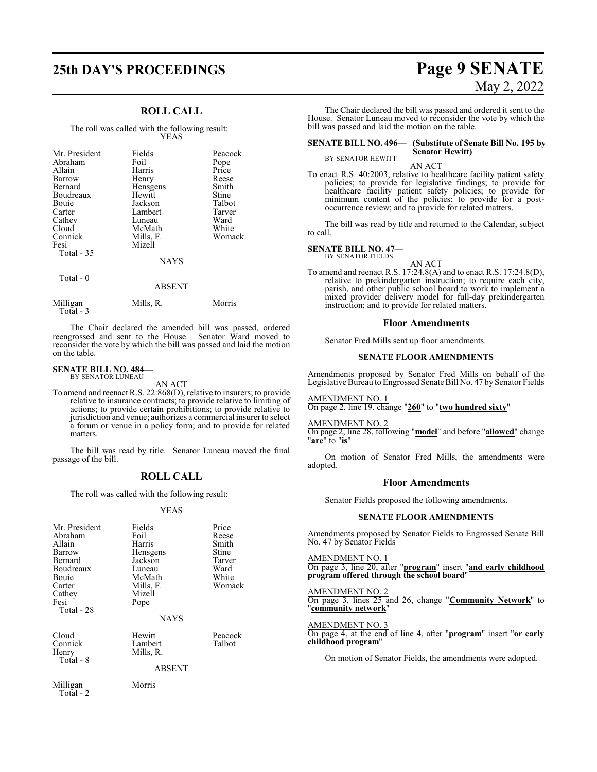## ROLL CALL

The roll was called with the following result:

YEAS

| | | |
|---|---|---|
| Mr. President | Fields | Peacock |
| Abraham | Foil | Pope |
| Allain | Harris | Price |
| Barrow | Henry | Reese |
| Bernard | Hensgens | Smith |
| Boudreaux | Hewitt | Stine |
| Bouie | Jackson | Talbot |
| Carter | Lambert | Tarver |
| Cathey | Luneau | Ward |
| Cloud | McMath | White |
| Connick | Mills, F. | Womack |
| Fesi | Mizell | |
| Total - 35 | | |

NAYS

Total - 0

ABSENT

| | | |
|---|---|---|
| Milligan | Mills, R. | Morris |
| Total - 3 | | |

The Chair declared the amended bill was passed, ordered reengrossed and sent to the House. Senator Ward moved to reconsider the vote by which the bill was passed and laid the motion on the table.

**SENATE BILL NO. 484—**
BY SENATOR LUNEAU

AN ACT

To amend and reenact R.S. 22:868(D), relative to insurers; to provide relative to insurance contracts; to provide relative to limiting of actions; to provide certain prohibitions; to provide relative to jurisdiction and venue; authorizes a commercial insurer to select a forum or venue in a policy form; and to provide for related matters.

The bill was read by title. Senator Luneau moved the final passage of the bill.

## ROLL CALL

The roll was called with the following result:

YEAS

| | | |
|---|---|---|
| Mr. President | Fields | Price |
| Abraham | Foil | Reese |
| Allain | Harris | Smith |
| Barrow | Hensgens | Stine |
| Bernard | Jackson | Tarver |
| Boudreaux | Luneau | Ward |
| Bouie | McMath | White |
| Carter | Mills, F. | Womack |
| Cathey | Mizell | |
| Fesi | Pope | |
| Total - 28 | | |

NAYS

| | | |
|---|---|---|
| Cloud | Hewitt | Peacock |
| Connick | Lambert | Talbot |
| Henry | Mills, R. | |
| Total - 8 | | |

ABSENT

| | |
|---|---|
| Milligan | Morris |
| Total - 2 | |

The Chair declared the bill was passed and ordered it sent to the House. Senator Luneau moved to reconsider the vote by which the bill was passed and laid the motion on the table.

**SENATE BILL NO. 496— (Substitute of Senate Bill No. 195 by Senator Hewitt)**
BY SENATOR HEWITT

AN ACT

To enact R.S. 40:2003, relative to healthcare facility patient safety policies; to provide for legislative findings; to provide for healthcare facility patient safety policies; to provide for minimum content of the policies; to provide for a post-occurrence review; and to provide for related matters.

The bill was read by title and returned to the Calendar, subject to call.

**SENATE BILL NO. 47—**
BY SENATOR FIELDS

AN ACT

To amend and reenact R.S. 17:24.8(A) and to enact R.S. 17:24.8(D), relative to prekindergarten instruction; to require each city, parish, and other public school board to work to implement a mixed provider delivery model for full-day prekindergarten instruction; and to provide for related matters.

## Floor Amendments

Senator Fred Mills sent up floor amendments.

### SENATE FLOOR AMENDMENTS

Amendments proposed by Senator Fred Mills on behalf of the Legislative Bureau to Engrossed Senate Bill No. 47 by Senator Fields

AMENDMENT NO. 1
On page 2, line 19, change "**260**" to "**two hundred sixty**"

AMENDMENT NO. 2
On page 2, line 28, following "**model**" and before "**allowed**" change "**are**" to "**is**"

On motion of Senator Fred Mills, the amendments were adopted.

## Floor Amendments

Senator Fields proposed the following amendments.

### SENATE FLOOR AMENDMENTS

Amendments proposed by Senator Fields to Engrossed Senate Bill No. 47 by Senator Fields

AMENDMENT NO. 1
On page 3, line 20, after "**program**" insert "**and early childhood program offered through the school board**"

AMENDMENT NO. 2
On page 3, lines 25 and 26, change "**Community Network**" to "**community network**"

AMENDMENT NO. 3
On page 4, at the end of line 4, after "**program**" insert "**or early childhood program**"

On motion of Senator Fields, the amendments were adopted.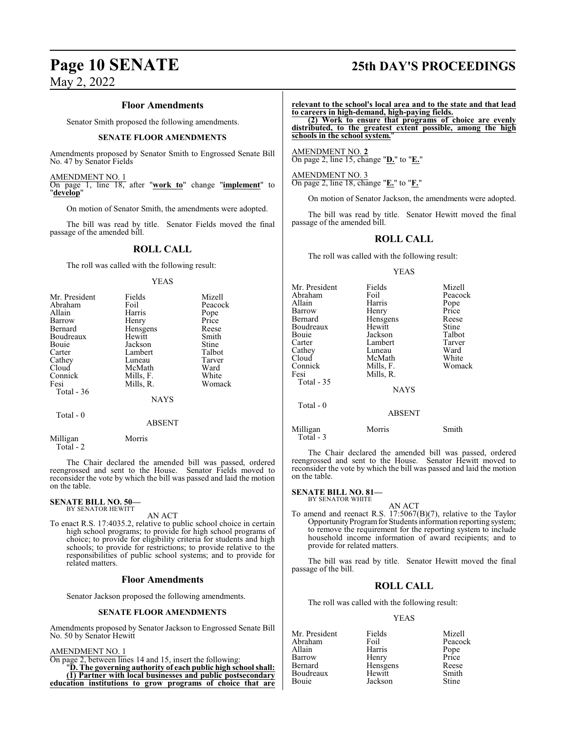### Floor Amendments

Senator Smith proposed the following amendments.

#### SENATE FLOOR AMENDMENTS

Amendments proposed by Senator Smith to Engrossed Senate Bill No. 47 by Senator Fields

AMENDMENT NO. 1
On page 1, line 18, after "**work to**" change "**implement**" to "**develop**"

On motion of Senator Smith, the amendments were adopted.

The bill was read by title. Senator Fields moved the final passage of the amended bill.

### ROLL CALL

The roll was called with the following result:

YEAS

| | | |
|---|---|---|
| Mr. President | Fields | Mizell |
| Abraham | Foil | Peacock |
| Allain | Harris | Pope |
| Barrow | Henry | Price |
| Bernard | Hensgens | Reese |
| Boudreaux | Hewitt | Smith |
| Bouie | Jackson | Stine |
| Carter | Lambert | Talbot |
| Cathey | Luneau | Tarver |
| Cloud | McMath | Ward |
| Connick | Mills, F. | White |
| Fesi | Mills, R. | Womack |
| Total - 36 | | |

NAYS

Total - 0

ABSENT

| | |
|---|---|
| Milligan | Morris |
| Total - 2 | |

The Chair declared the amended bill was passed, ordered reengrossed and sent to the House. Senator Fields moved to reconsider the vote by which the bill was passed and laid the motion on the table.

**SENATE BILL NO. 50—**
BY SENATOR HEWITT

AN ACT

To enact R.S. 17:4035.2, relative to public school choice in certain high school programs; to provide for high school programs of choice; to provide for eligibility criteria for students and high schools; to provide for restrictions; to provide relative to the responsibilities of public school systems; and to provide for related matters.

### Floor Amendments

Senator Jackson proposed the following amendments.

#### SENATE FLOOR AMENDMENTS

Amendments proposed by Senator Jackson to Engrossed Senate Bill No. 50 by Senator Hewitt

AMENDMENT NO. 1
On page 2, between lines 14 and 15, insert the following:

"**D. The governing authority of each public high school shall:**

**(1) Partner with local businesses and public postsecondary education institutions to grow programs of choice that are relevant to the school's local area and to the state and that lead to careers in high-demand, high-paying fields.**

**(2) Work to ensure that programs of choice are evenly distributed, to the greatest extent possible, among the high schools in the school system.**"

AMENDMENT NO. 2
On page 2, line 15, change "**D.**" to "**E.**"

AMENDMENT NO. 3
On page 2, line 18, change "**E.**" to "**F.**"

On motion of Senator Jackson, the amendments were adopted.

The bill was read by title. Senator Hewitt moved the final passage of the amended bill.

### ROLL CALL

The roll was called with the following result:

YEAS

| | | |
|---|---|---|
| Mr. President | Fields | Mizell |
| Abraham | Foil | Peacock |
| Allain | Harris | Pope |
| Barrow | Henry | Price |
| Bernard | Hensgens | Reese |
| Boudreaux | Hewitt | Stine |
| Bouie | Jackson | Talbot |
| Carter | Lambert | Tarver |
| Cathey | Luneau | Ward |
| Cloud | McMath | White |
| Connick | Mills, F. | Womack |
| Fesi | Mills, R. | |
| Total - 35 | | |

NAYS

Total - 0

ABSENT

| | | |
|---|---|---|
| Milligan | Morris | Smith |
| Total - 3 | | |

The Chair declared the amended bill was passed, ordered reengrossed and sent to the House. Senator Hewitt moved to reconsider the vote by which the bill was passed and laid the motion on the table.

**SENATE BILL NO. 81—**
BY SENATOR WHITE

AN ACT

To amend and reenact R.S. 17:5067(B)(7), relative to the Taylor Opportunity Program for Students information reporting system; to remove the requirement for the reporting system to include household income information of award recipients; and to provide for related matters.

The bill was read by title. Senator Hewitt moved the final passage of the bill.

### ROLL CALL

The roll was called with the following result:

YEAS

| | | |
|---|---|---|
| Mr. President | Fields | Mizell |
| Abraham | Foil | Peacock |
| Allain | Harris | Pope |
| Barrow | Henry | Price |
| Bernard | Hensgens | Reese |
| Boudreaux | Hewitt | Smith |
| Bouie | Jackson | Stine |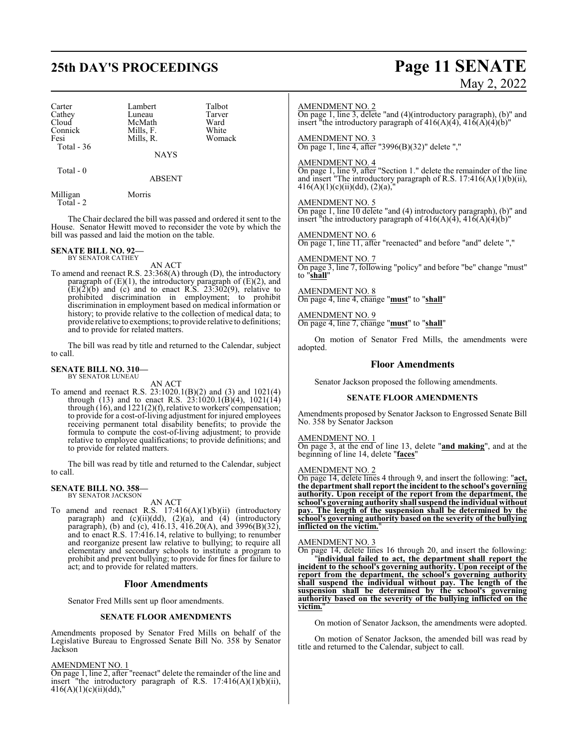| | | |
|---|---|---|
| Carter | Lambert | Talbot |
| Cathey | Luneau | Tarver |
| Cloud | McMath | Ward |
| Connick | Mills, F. | White |
| Fesi | Mills, R. | Womack |
| Total - 36 | | |

NAYS

Total - 0

ABSENT

| | |
|---|---|
| Milligan | Morris |
| Total - 2 | |

The Chair declared the bill was passed and ordered it sent to the House. Senator Hewitt moved to reconsider the vote by which the bill was passed and laid the motion on the table.

**SENATE BILL NO. 92—**
BY SENATOR CATHEY

AN ACT

To amend and reenact R.S. 23:368(A) through (D), the introductory paragraph of (E)(1), the introductory paragraph of (E)(2), and (E)(2)(b) and (c) and to enact R.S. 23:302(9), relative to prohibited discrimination in employment; to prohibit discrimination in employment based on medical information or history; to provide relative to the collection of medical data; to provide relative to exemptions; to provide relative to definitions; and to provide for related matters.

The bill was read by title and returned to the Calendar, subject to call.

**SENATE BILL NO. 310—**
BY SENATOR LUNEAU

AN ACT

To amend and reenact R.S. 23:1020.1(B)(2) and (3) and 1021(4) through (13) and to enact R.S. 23:1020.1(B)(4), 1021(14) through (16), and 1221(2)(f), relative to workers' compensation; to provide for a cost-of-living adjustment for injured employees receiving permanent total disability benefits; to provide the formula to compute the cost-of-living adjustment; to provide relative to employee qualifications; to provide definitions; and to provide for related matters.

The bill was read by title and returned to the Calendar, subject to call.

**SENATE BILL NO. 358—**
BY SENATOR JACKSON

AN ACT

To amend and reenact R.S. 17:416(A)(1)(b)(ii) (introductory paragraph) and (c)(ii)(dd), (2)(a), and (4) (introductory paragraph), (b) and (c), 416.13, 416.20(A), and 3996(B)(32), and to enact R.S. 17:416.14, relative to bullying; to renumber and reorganize present law relative to bullying; to require all elementary and secondary schools to institute a program to prohibit and prevent bullying; to provide for fines for failure to act; and to provide for related matters.

## Floor Amendments

Senator Fred Mills sent up floor amendments.

### SENATE FLOOR AMENDMENTS

Amendments proposed by Senator Fred Mills on behalf of the Legislative Bureau to Engrossed Senate Bill No. 358 by Senator Jackson

AMENDMENT NO. 1
On page 1, line 2, after "reenact" delete the remainder of the line and insert "the introductory paragraph of R.S. 17:416(A)(1)(b)(ii), 416(A)(1)(c)(ii)(dd),"

AMENDMENT NO. 2
On page 1, line 3, delete "and (4)(introductory paragraph), (b)" and insert "the introductory paragraph of 416(A)(4), 416(A)(4)(b)"

AMENDMENT NO. 3
On page 1, line 4, after "3996(B)(32)" delete ","

AMENDMENT NO. 4
On page 1, line 9, after "Section 1." delete the remainder of the line and insert "The introductory paragraph of R.S. 17:416(A)(1)(b)(ii), 416(A)(1)(c)(ii)(dd), (2)(a),"

AMENDMENT NO. 5
On page 1, line 10 delete "and (4) introductory paragraph), (b)" and insert "the introductory paragraph of 416(A)(4), 416(A)(4)(b)"

AMENDMENT NO. 6
On page 1, line 11, after "reenacted" and before "and" delete ","

AMENDMENT NO. 7
On page 3, line 7, following "policy" and before "be" change "must" to "**shall**"

AMENDMENT NO. 8
On page 4, line 4, change "**must**" to "**shall**"

AMENDMENT NO. 9
On page 4, line 7, change "**must**" to "**shall**"

On motion of Senator Fred Mills, the amendments were adopted.

## Floor Amendments

Senator Jackson proposed the following amendments.

### SENATE FLOOR AMENDMENTS

Amendments proposed by Senator Jackson to Engrossed Senate Bill No. 358 by Senator Jackson

AMENDMENT NO. 1
On page 3, at the end of line 13, delete "**and making**", and at the beginning of line 14, delete "**faces**"

AMENDMENT NO. 2
On page 14, delete lines 4 through 9, and insert the following: "**act, the department shall report the incident to the school's governing authority. Upon receipt of the report from the department, the school's governing authority shall suspend the individual without pay. The length of the suspension shall be determined by the school's governing authority based on the severity of the bullying inflicted on the victim.**"

AMENDMENT NO. 3
On page 14, delete lines 16 through 20, and insert the following: "**individual failed to act, the department shall report the incident to the school's governing authority. Upon receipt of the report from the department, the school's governing authority shall suspend the individual without pay. The length of the suspension shall be determined by the school's governing authority based on the severity of the bullying inflicted on the victim.**"

On motion of Senator Jackson, the amendments were adopted.

On motion of Senator Jackson, the amended bill was read by title and returned to the Calendar, subject to call.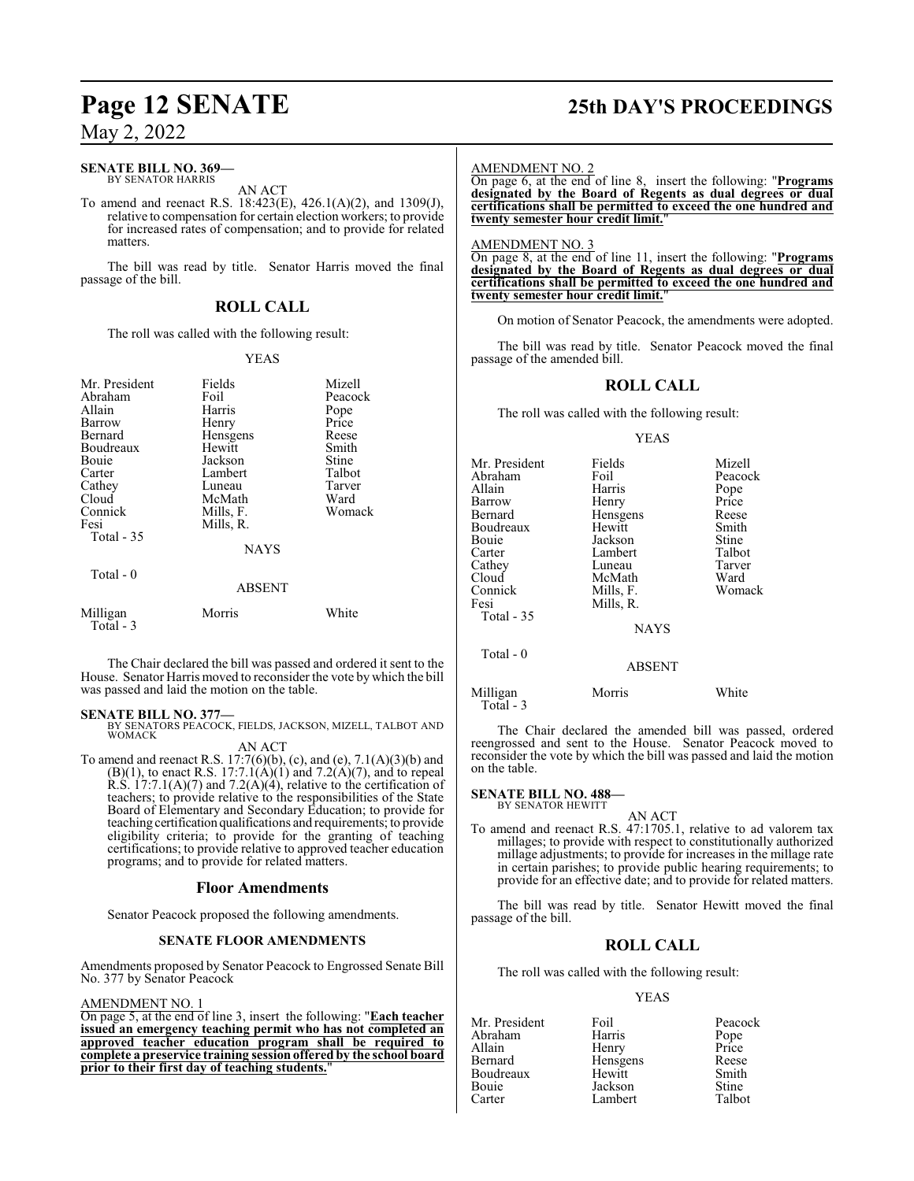**SENATE BILL NO. 369—**
BY SENATOR HARRIS

AN ACT

To amend and reenact R.S. 18:423(E), 426.1(A)(2), and 1309(J), relative to compensation for certain election workers; to provide for increased rates of compensation; and to provide for related matters.

The bill was read by title. Senator Harris moved the final passage of the bill.

## ROLL CALL

The roll was called with the following result:

YEAS

| | | |
|---|---|---|
| Mr. President | Fields | Mizell |
| Abraham | Foil | Peacock |
| Allain | Harris | Pope |
| Barrow | Henry | Price |
| Bernard | Hensgens | Reese |
| Boudreaux | Hewitt | Smith |
| Bouie | Jackson | Stine |
| Carter | Lambert | Talbot |
| Cathey | Luneau | Tarver |
| Cloud | McMath | Ward |
| Connick | Mills, F. | Womack |
| Fesi | Mills, R. | |
| Total - 35 | | |

NAYS

Total - 0

ABSENT

| | | |
|---|---|---|
| Milligan | Morris | White |
| Total - 3 | | |

The Chair declared the bill was passed and ordered it sent to the House. Senator Harris moved to reconsider the vote by which the bill was passed and laid the motion on the table.

**SENATE BILL NO. 377—**
BY SENATORS PEACOCK, FIELDS, JACKSON, MIZELL, TALBOT AND WOMACK

AN ACT

To amend and reenact R.S. 17:7(6)(b), (c), and (e), 7.1(A)(3)(b) and (B)(1), to enact R.S. 17:7.1(A)(1) and 7.2(A)(7), and to repeal R.S. 17:7.1(A)(7) and 7.2(A)(4), relative to the certification of teachers; to provide relative to the responsibilities of the State Board of Elementary and Secondary Education; to provide for teaching certification qualifications and requirements; to provide eligibility criteria; to provide for the granting of teaching certifications; to provide relative to approved teacher education programs; and to provide for related matters.

## Floor Amendments

Senator Peacock proposed the following amendments.

### SENATE FLOOR AMENDMENTS

Amendments proposed by Senator Peacock to Engrossed Senate Bill No. 377 by Senator Peacock

AMENDMENT NO. 1

On page 5, at the end of line 3, insert the following: "**Each teacher issued an emergency teaching permit who has not completed an approved teacher education program shall be required to complete a preservice training session offered by the school board prior to their first day of teaching students.**"

AMENDMENT NO. 2

On page 6, at the end of line 8, insert the following: "**Programs designated by the Board of Regents as dual degrees or dual certifications shall be permitted to exceed the one hundred and twenty semester hour credit limit.**"

AMENDMENT NO. 3

On page 8, at the end of line 11, insert the following: "**Programs designated by the Board of Regents as dual degrees or dual certifications shall be permitted to exceed the one hundred and twenty semester hour credit limit.**"

On motion of Senator Peacock, the amendments were adopted.

The bill was read by title. Senator Peacock moved the final passage of the amended bill.

## ROLL CALL

The roll was called with the following result:

YEAS

| | | |
|---|---|---|
| Mr. President | Fields | Mizell |
| Abraham | Foil | Peacock |
| Allain | Harris | Pope |
| Barrow | Henry | Price |
| Bernard | Hensgens | Reese |
| Boudreaux | Hewitt | Smith |
| Bouie | Jackson | Stine |
| Carter | Lambert | Talbot |
| Cathey | Luneau | Tarver |
| Cloud | McMath | Ward |
| Connick | Mills, F. | Womack |
| Fesi | Mills, R. | |
| Total - 35 | | |

NAYS

Total - 0

ABSENT

| | | |
|---|---|---|
| Milligan | Morris | White |
| Total - 3 | | |

The Chair declared the amended bill was passed, ordered reengrossed and sent to the House. Senator Peacock moved to reconsider the vote by which the bill was passed and laid the motion on the table.

**SENATE BILL NO. 488—**
BY SENATOR HEWITT

AN ACT

To amend and reenact R.S. 47:1705.1, relative to ad valorem tax millages; to provide with respect to constitutionally authorized millage adjustments; to provide for increases in the millage rate in certain parishes; to provide public hearing requirements; to provide for an effective date; and to provide for related matters.

The bill was read by title. Senator Hewitt moved the final passage of the bill.

## ROLL CALL

The roll was called with the following result:

YEAS

| | | |
|---|---|---|
| Mr. President | Foil | Peacock |
| Abraham | Harris | Pope |
| Allain | Henry | Price |
| Bernard | Hensgens | Reese |
| Boudreaux | Hewitt | Smith |
| Bouie | Jackson | Stine |
| Carter | Lambert | Talbot |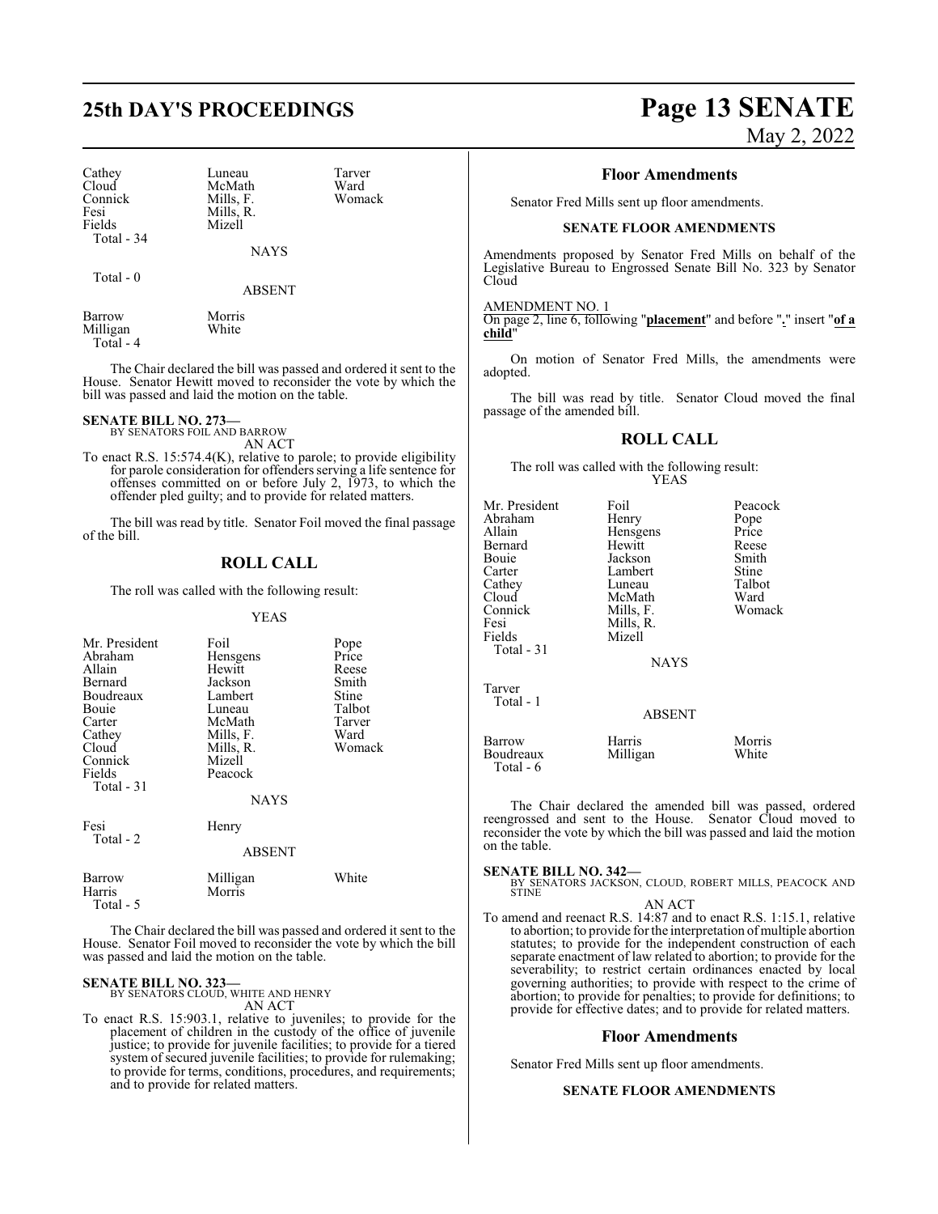| | | |
|---|---|---|
| Cathey | Luneau | Tarver |
| Cloud | McMath | Ward |
| Connick | Mills, F. | Womack |
| Fesi | Mills, R. | |
| Fields | Mizell | |
| Total - 34 | | |

NAYS

Total - 0

ABSENT

| | |
|---|---|
| Barrow | Morris |
| Milligan | White |
| Total - 4 | |

The Chair declared the bill was passed and ordered it sent to the House. Senator Hewitt moved to reconsider the vote by which the bill was passed and laid the motion on the table.

**SENATE BILL NO. 273—**
BY SENATORS FOIL AND BARROW
AN ACT

To enact R.S. 15:574.4(K), relative to parole; to provide eligibility for parole consideration for offenders serving a life sentence for offenses committed on or before July 2, 1973, to which the offender pled guilty; and to provide for related matters.

The bill was read by title. Senator Foil moved the final passage of the bill.

## ROLL CALL

The roll was called with the following result:

YEAS

| | | |
|---|---|---|
| Mr. President | Foil | Pope |
| Abraham | Hensgens | Price |
| Allain | Hewitt | Reese |
| Bernard | Jackson | Smith |
| Boudreaux | Lambert | Stine |
| Bouie | Luneau | Talbot |
| Carter | McMath | Tarver |
| Cathey | Mills, F. | Ward |
| Cloud | Mills, R. | Womack |
| Connick | Mizell | |
| Fields | Peacock | |
| Total - 31 | | |

NAYS

| | |
|---|---|
| Fesi | Henry |
| Total - 2 | |

ABSENT

| | | |
|---|---|---|
| Barrow | Milligan | White |
| Harris | Morris | |
| Total - 5 | | |

The Chair declared the bill was passed and ordered it sent to the House. Senator Foil moved to reconsider the vote by which the bill was passed and laid the motion on the table.

**SENATE BILL NO. 323—**
BY SENATORS CLOUD, WHITE AND HENRY
AN ACT

To enact R.S. 15:903.1, relative to juveniles; to provide for the placement of children in the custody of the office of juvenile justice; to provide for juvenile facilities; to provide for a tiered system of secured juvenile facilities; to provide for rulemaking; to provide for terms, conditions, procedures, and requirements; and to provide for related matters.

## Floor Amendments

Senator Fred Mills sent up floor amendments.

**SENATE FLOOR AMENDMENTS**

Amendments proposed by Senator Fred Mills on behalf of the Legislative Bureau to Engrossed Senate Bill No. 323 by Senator Cloud

AMENDMENT NO. 1
On page 2, line 6, following "**placement**" and before "**.**" insert "**of a child**"

On motion of Senator Fred Mills, the amendments were adopted.

The bill was read by title. Senator Cloud moved the final passage of the amended bill.

## ROLL CALL

The roll was called with the following result:

YEAS

| | | |
|---|---|---|
| Mr. President | Foil | Peacock |
| Abraham | Henry | Pope |
| Allain | Hensgens | Price |
| Bernard | Hewitt | Reese |
| Bouie | Jackson | Smith |
| Carter | Lambert | Stine |
| Cathey | Luneau | Talbot |
| Cloud | McMath | Ward |
| Connick | Mills, F. | Womack |
| Fesi | Mills, R. | |
| Fields | Mizell | |
| Total - 31 | | |

NAYS

Tarver
Total - 1

ABSENT

| | | |
|---|---|---|
| Barrow | Harris | Morris |
| Boudreaux | Milligan | White |
| Total - 6 | | |

The Chair declared the amended bill was passed, ordered reengrossed and sent to the House. Senator Cloud moved to reconsider the vote by which the bill was passed and laid the motion on the table.

**SENATE BILL NO. 342—**
BY SENATORS JACKSON, CLOUD, ROBERT MILLS, PEACOCK AND STINE
AN ACT

To amend and reenact R.S. 14:87 and to enact R.S. 1:15.1, relative to abortion; to provide for the interpretation of multiple abortion statutes; to provide for the independent construction of each separate enactment of law related to abortion; to provide for the severability; to restrict certain ordinances enacted by local governing authorities; to provide with respect to the crime of abortion; to provide for penalties; to provide for definitions; to provide for effective dates; and to provide for related matters.

## Floor Amendments

Senator Fred Mills sent up floor amendments.

**SENATE FLOOR AMENDMENTS**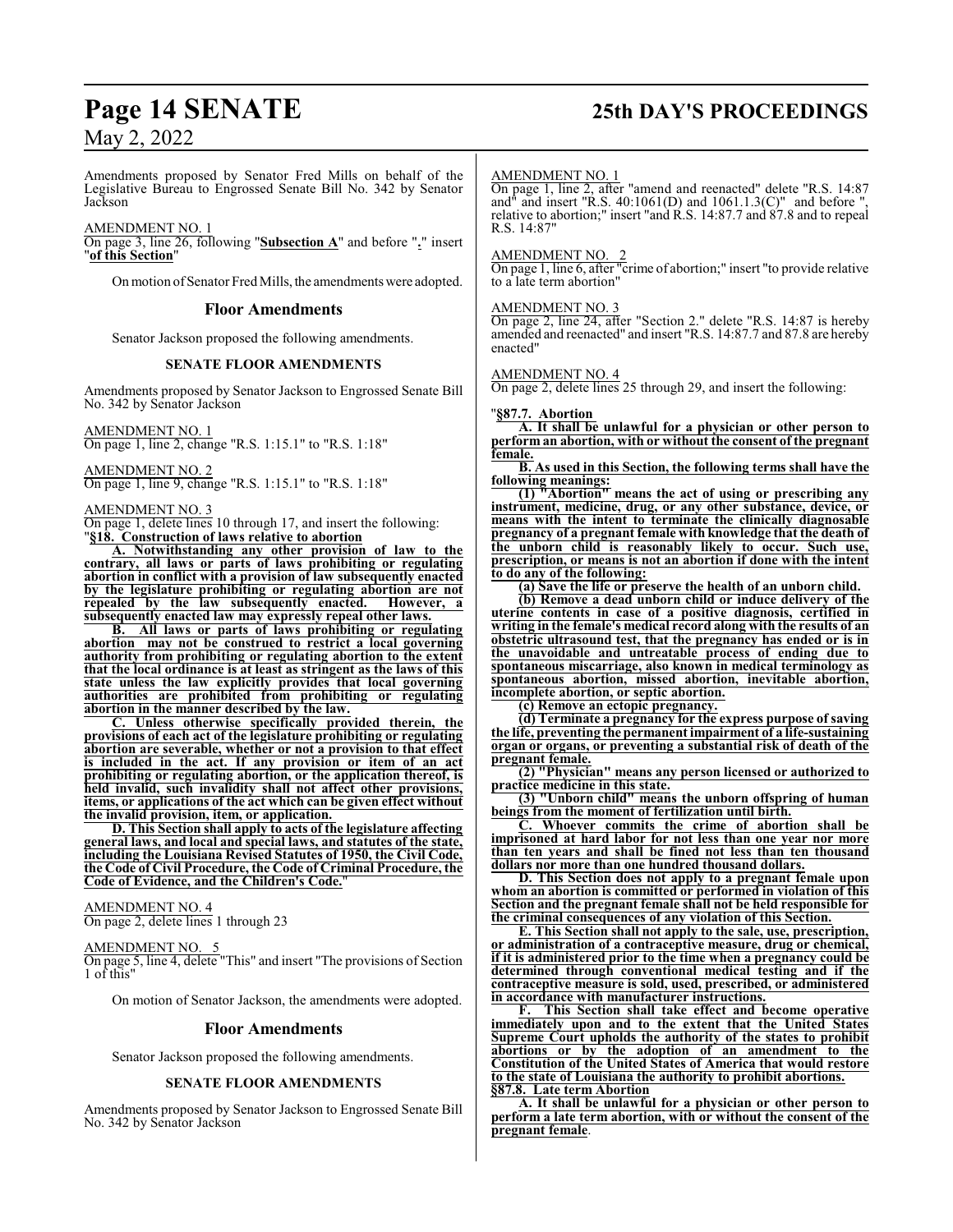Amendments proposed by Senator Fred Mills on behalf of the Legislative Bureau to Engrossed Senate Bill No. 342 by Senator Jackson

AMENDMENT NO. 1
On page 3, line 26, following "**Subsection A**" and before "**.**" insert "**of this Section**"

On motion of Senator Fred Mills, the amendments were adopted.

## Floor Amendments

Senator Jackson proposed the following amendments.

### SENATE FLOOR AMENDMENTS

Amendments proposed by Senator Jackson to Engrossed Senate Bill No. 342 by Senator Jackson

AMENDMENT NO. 1
On page 1, line 2, change "R.S. 1:15.1" to "R.S. 1:18"

AMENDMENT NO. 2
On page 1, line 9, change "R.S. 1:15.1" to "R.S. 1:18"

AMENDMENT NO. 3
On page 1, delete lines 10 through 17, and insert the following:
"**§18. Construction of laws relative to abortion**

**A. Notwithstanding any other provision of law to the contrary, all laws or parts of laws prohibiting or regulating abortion in conflict with a provision of law subsequently enacted by the legislature prohibiting or regulating abortion are not repealed by the law subsequently enacted. However, a subsequently enacted law may expressly repeal other laws.**

**B. All laws or parts of laws prohibiting or regulating abortion may not be construed to restrict a local governing authority from prohibiting or regulating abortion to the extent that the local ordinance is at least as stringent as the laws of this state unless the law explicitly provides that local governing authorities are prohibited from prohibiting or regulating abortion in the manner described by the law.**

**C. Unless otherwise specifically provided therein, the provisions of each act of the legislature prohibiting or regulating abortion are severable, whether or not a provision to that effect is included in the act. If any provision or item of an act prohibiting or regulating abortion, or the application thereof, is held invalid, such invalidity shall not affect other provisions, items, or applications of the act which can be given effect without the invalid provision, item, or application.**

**D. This Section shall apply to acts of the legislature affecting general laws, and local and special laws, and statutes of the state, including the Louisiana Revised Statutes of 1950, the Civil Code, the Code of Civil Procedure, the Code of Criminal Procedure, the Code of Evidence, and the Children's Code.**"

AMENDMENT NO. 4
On page 2, delete lines 1 through 23

AMENDMENT NO. 5
On page 5, line 4, delete "This" and insert "The provisions of Section 1 of this"

On motion of Senator Jackson, the amendments were adopted.

## Floor Amendments

Senator Jackson proposed the following amendments.

### SENATE FLOOR AMENDMENTS

Amendments proposed by Senator Jackson to Engrossed Senate Bill No. 342 by Senator Jackson

AMENDMENT NO. 1
On page 1, line 2, after "amend and reenacted" delete "R.S. 14:87 and" and insert "R.S. 40:1061(D) and 1061.1.3(C)" and before ", relative to abortion;" insert "and R.S. 14:87.7 and 87.8 and to repeal R.S. 14:87"

AMENDMENT NO. 2
On page 1, line 6, after "crime of abortion;" insert "to provide relative to a late term abortion"

AMENDMENT NO. 3
On page 2, line 24, after "Section 2." delete "R.S. 14:87 is hereby amended and reenacted" and insert "R.S. 14:87.7 and 87.8 are hereby enacted"

AMENDMENT NO. 4
On page 2, delete lines 25 through 29, and insert the following:

"**§87.7. Abortion**

**A. It shall be unlawful for a physician or other person to perform an abortion, with or without the consent of the pregnant female.**

**B. As used in this Section, the following terms shall have the following meanings:**

**(1) "Abortion" means the act of using or prescribing any instrument, medicine, drug, or any other substance, device, or means with the intent to terminate the clinically diagnosable pregnancy of a pregnant female with knowledge that the death of the unborn child is reasonably likely to occur. Such use, prescription, or means is not an abortion if done with the intent to do any of the following:**

**(a) Save the life or preserve the health of an unborn child.**

**(b) Remove a dead unborn child or induce delivery of the uterine contents in case of a positive diagnosis, certified in writing in the female's medical record along with the results of an obstetric ultrasound test, that the pregnancy has ended or is in the unavoidable and untreatable process of ending due to spontaneous miscarriage, also known in medical terminology as spontaneous abortion, missed abortion, inevitable abortion, incomplete abortion, or septic abortion.**

**(c) Remove an ectopic pregnancy.**

**(d) Terminate a pregnancy for the express purpose of saving the life, preventing the permanent impairment of a life-sustaining organ or organs, or preventing a substantial risk of death of the pregnant female.**

**(2) "Physician" means any person licensed or authorized to practice medicine in this state.**

**(3) "Unborn child" means the unborn offspring of human beings from the moment of fertilization until birth.**

**C. Whoever commits the crime of abortion shall be imprisoned at hard labor for not less than one year nor more than ten years and shall be fined not less than ten thousand dollars nor more than one hundred thousand dollars.**

**D. This Section does not apply to a pregnant female upon whom an abortion is committed or performed in violation of this Section and the pregnant female shall not be held responsible for the criminal consequences of any violation of this Section.**

**E. This Section shall not apply to the sale, use, prescription, or administration of a contraceptive measure, drug or chemical, if it is administered prior to the time when a pregnancy could be determined through conventional medical testing and if the contraceptive measure is sold, used, prescribed, or administered in accordance with manufacturer instructions.**

**F. This Section shall take effect and become operative immediately upon and to the extent that the United States Supreme Court upholds the authority of the states to prohibit abortions or by the adoption of an amendment to the Constitution of the United States of America that would restore to the state of Louisiana the authority to prohibit abortions.**

**§87.8. Late term Abortion**

**A. It shall be unlawful for a physician or other person to perform a late term abortion, with or without the consent of the pregnant female**.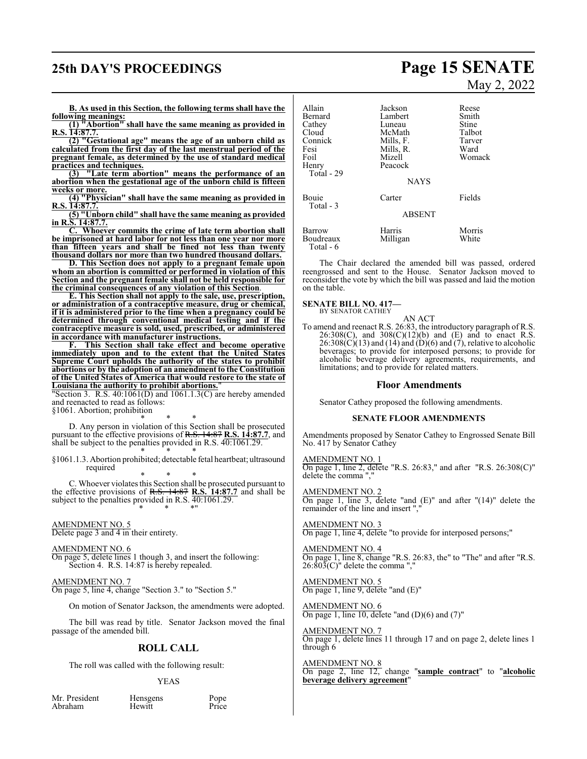**B. As used in this Section, the following terms shall have the following meanings:**

**(1) "Abortion" shall have the same meaning as provided in R.S. 14:87.7.**

**(2) "Gestational age" means the age of an unborn child as calculated from the first day of the last menstrual period of the pregnant female, as determined by the use of standard medical practices and techniques.**

**(3) "Late term abortion" means the performance of an abortion when the gestational age of the unborn child is fifteen weeks or more.**

**(4) "Physician" shall have the same meaning as provided in R.S. 14:87.7.**

**(5) "Unborn child" shall have the same meaning as provided in R.S. 14:87.7.**

**C. Whoever commits the crime of late term abortion shall be imprisoned at hard labor for not less than one year nor more than fifteen years and shall be fined not less than twenty thousand dollars nor more than two hundred thousand dollars.**

**D. This Section does not apply to a pregnant female upon whom an abortion is committed or performed in violation of this Section and the pregnant female shall not be held responsible for the criminal consequences of any violation of this Section.**

**E. This Section shall not apply to the sale, use, prescription, or administration of a contraceptive measure, drug or chemical, if it is administered prior to the time when a pregnancy could be determined through conventional medical testing and if the contraceptive measure is sold, used, prescribed, or administered in accordance with manufacturer instructions.**

**F. This Section shall take effect and become operative immediately upon and to the extent that the United States Supreme Court upholds the authority of the states to prohibit abortions or by the adoption of an amendment to the Constitution of the United States of America that would restore to the state of Louisiana the authority to prohibit abortions.**"

"Section 3. R.S. 40:1061(D) and 1061.1.3(C) are hereby amended and reenacted to read as follows:

§1061. Abortion; prohibition

\* \* \*

D. Any person in violation of this Section shall be prosecuted pursuant to the effective provisions of ~~R.S. 14:87~~ **R.S. 14:87.7**, and shall be subject to the penalties provided in R.S. 40:1061.29.

\* \* \*

§1061.1.3. Abortion prohibited; detectable fetal heartbeat; ultrasound required

\* \* \*

C. Whoever violates this Section shall be prosecuted pursuant to the effective provisions of ~~R.S. 14:87~~ **R.S. 14:87.7** and shall be subject to the penalties provided in R.S. 40:1061.29.

\* \* \*"

AMENDMENT NO. 5
Delete page 3 and 4 in their entirety.

AMENDMENT NO. 6
On page 5, delete lines 1 though 3, and insert the following:
Section 4. R.S. 14:87 is hereby repealed.

AMENDMENT NO. 7
On page 5, line 4, change "Section 3." to "Section 5."

On motion of Senator Jackson, the amendments were adopted.

The bill was read by title. Senator Jackson moved the final passage of the amended bill.

## ROLL CALL

The roll was called with the following result:

YEAS

| | | |
|---|---|---|
| Mr. President | Hensgens | Pope |
| Abraham | Hewitt | Price |
| Allain | Jackson | Reese |
| Bernard | Lambert | Smith |
| Cathey | Luneau | Stine |
| Cloud | McMath | Talbot |
| Connick | Mills, F. | Tarver |
| Fesi | Mills, R. | Ward |
| Foil | Mizell | Womack |
| Henry | Peacock | |
| Total - 29 | | |

NAYS

| | | |
|---|---|---|
| Bouie | Carter | Fields |
| Total - 3 | | |

ABSENT

| | | |
|---|---|---|
| Barrow | Harris | Morris |
| Boudreaux | Milligan | White |
| Total - 6 | | |

The Chair declared the amended bill was passed, ordered reengrossed and sent to the House. Senator Jackson moved to reconsider the vote by which the bill was passed and laid the motion on the table.

**SENATE BILL NO. 417—**
BY SENATOR CATHEY

AN ACT

To amend and reenact R.S. 26:83, the introductory paragraph of R.S. 26:308(C), and 308(C)(12)(b) and (E) and to enact R.S. 26:308(C)(13) and (14) and (D)(6) and (7), relative to alcoholic beverages; to provide for interposed persons; to provide for alcoholic beverage delivery agreements, requirements, and limitations; and to provide for related matters.

## Floor Amendments

Senator Cathey proposed the following amendments.

### SENATE FLOOR AMENDMENTS

Amendments proposed by Senator Cathey to Engrossed Senate Bill No. 417 by Senator Cathey

AMENDMENT NO. 1
On page 1, line 2, delete "R.S. 26:83," and after "R.S. 26:308(C)" delete the comma ","

AMENDMENT NO. 2
On page 1, line 3, delete "and (E)" and after "(14)" delete the remainder of the line and insert ","

AMENDMENT NO. 3
On page 1, line 4, delete "to provide for interposed persons;"

AMENDMENT NO. 4
On page 1, line 8, change "R.S. 26:83, the" to "The" and after "R.S. 26:803(C)" delete the comma ","

AMENDMENT NO. 5
On page 1, line 9, delete "and (E)"

AMENDMENT NO. 6
On page 1, line 10, delete "and (D)(6) and (7)"

AMENDMENT NO. 7
On page 1, delete lines 11 through 17 and on page 2, delete lines 1 through 6

AMENDMENT NO. 8
On page 2, line 12, change "**sample contract**" to "**alcoholic beverage delivery agreement**"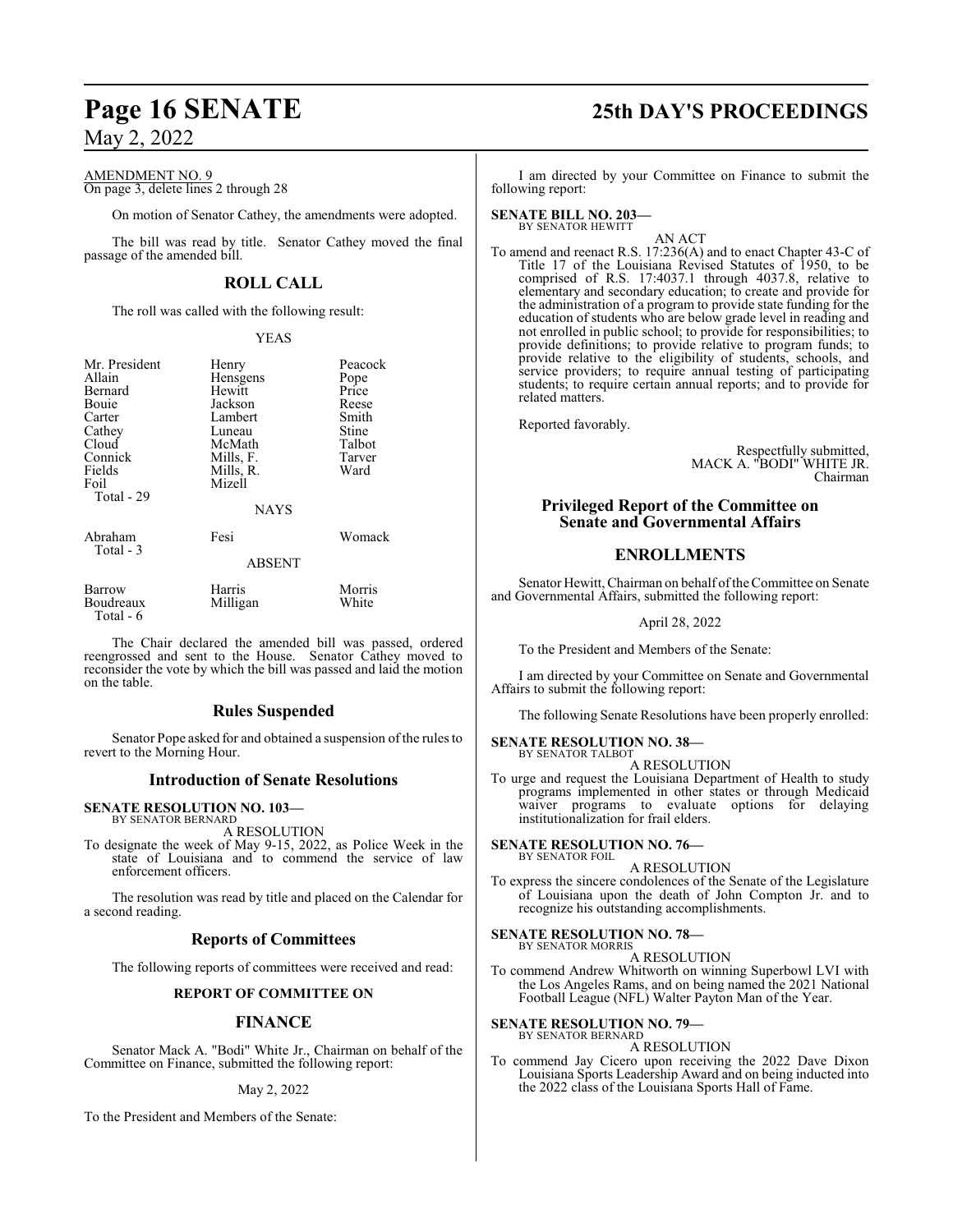AMENDMENT NO. 9
On page 3, delete lines 2 through 28

On motion of Senator Cathey, the amendments were adopted.

The bill was read by title. Senator Cathey moved the final passage of the amended bill.

## ROLL CALL

The roll was called with the following result:

YEAS

| | | |
|---|---|---|
| Mr. President | Henry | Peacock |
| Allain | Hensgens | Pope |
| Bernard | Hewitt | Price |
| Bouie | Jackson | Reese |
| Carter | Lambert | Smith |
| Cathey | Luneau | Stine |
| Cloud | McMath | Talbot |
| Connick | Mills, F. | Tarver |
| Fields | Mills, R. | Ward |
| Foil | Mizell | |
| Total - 29 | | |

NAYS

| | | |
|---|---|---|
| Abraham | Fesi | Womack |
| Total - 3 | | |

ABSENT

| | | |
|---|---|---|
| Barrow | Harris | Morris |
| Boudreaux | Milligan | White |
| Total - 6 | | |

The Chair declared the amended bill was passed, ordered reengrossed and sent to the House. Senator Cathey moved to reconsider the vote by which the bill was passed and laid the motion on the table.

## Rules Suspended

Senator Pope asked for and obtained a suspension of the rules to revert to the Morning Hour.

## Introduction of Senate Resolutions

**SENATE RESOLUTION NO. 103—**
BY SENATOR BERNARD

A RESOLUTION

To designate the week of May 9-15, 2022, as Police Week in the state of Louisiana and to commend the service of law enforcement officers.

The resolution was read by title and placed on the Calendar for a second reading.

## Reports of Committees

The following reports of committees were received and read:

### REPORT OF COMMITTEE ON

### FINANCE

Senator Mack A. "Bodi" White Jr., Chairman on behalf of the Committee on Finance, submitted the following report:

May 2, 2022

To the President and Members of the Senate:

I am directed by your Committee on Finance to submit the following report:

**SENATE BILL NO. 203—**
BY SENATOR HEWITT

AN ACT

To amend and reenact R.S. 17:236(A) and to enact Chapter 43-C of Title 17 of the Louisiana Revised Statutes of 1950, to be comprised of R.S. 17:4037.1 through 4037.8, relative to elementary and secondary education; to create and provide for the administration of a program to provide state funding for the education of students who are below grade level in reading and not enrolled in public school; to provide for responsibilities; to provide definitions; to provide relative to program funds; to provide relative to the eligibility of students, schools, and service providers; to require annual testing of participating students; to require certain annual reports; and to provide for related matters.

Reported favorably.

Respectfully submitted,
MACK A. "BODI" WHITE JR.
Chairman

## Privileged Report of the Committee on Senate and Governmental Affairs

## ENROLLMENTS

Senator Hewitt, Chairman on behalf of the Committee on Senate and Governmental Affairs, submitted the following report:

April 28, 2022

To the President and Members of the Senate:

I am directed by your Committee on Senate and Governmental Affairs to submit the following report:

The following Senate Resolutions have been properly enrolled:

**SENATE RESOLUTION NO. 38—**
BY SENATOR TALBOT

A RESOLUTION

To urge and request the Louisiana Department of Health to study programs implemented in other states or through Medicaid waiver programs to evaluate options for delaying institutionalization for frail elders.

**SENATE RESOLUTION NO. 76—**
BY SENATOR FOIL

A RESOLUTION

To express the sincere condolences of the Senate of the Legislature of Louisiana upon the death of John Compton Jr. and to recognize his outstanding accomplishments.

**SENATE RESOLUTION NO. 78—**
BY SENATOR MORRIS

A RESOLUTION

To commend Andrew Whitworth on winning Superbowl LVI with the Los Angeles Rams, and on being named the 2021 National Football League (NFL) Walter Payton Man of the Year.

**SENATE RESOLUTION NO. 79—**
BY SENATOR BERNARD

A RESOLUTION

To commend Jay Cicero upon receiving the 2022 Dave Dixon Louisiana Sports Leadership Award and on being inducted into the 2022 class of the Louisiana Sports Hall of Fame.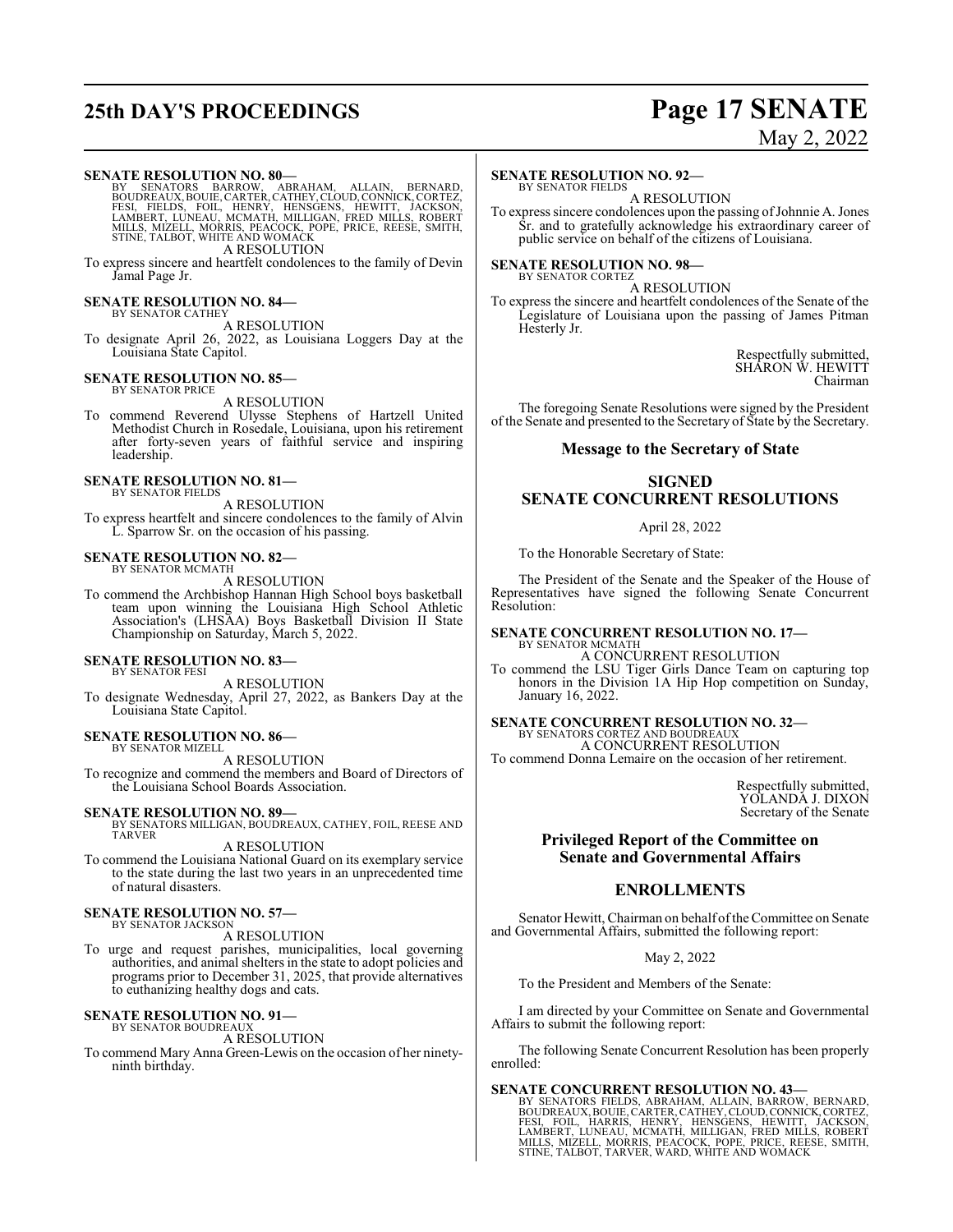**SENATE RESOLUTION NO. 80—**
BY SENATORS BARROW, ABRAHAM, ALLAIN, BERNARD, BOUDREAUX, BOUIE, CARTER, CATHEY, CLOUD, CONNICK, CORTEZ, FESI, FIELDS, FOIL, HENRY, HENSGENS, HEWITT, JACKSON, LAMBERT, LUNEAU, MCMATH, MILLIGAN, FRED MILLS, ROBERT MILLS, MIZELL, MORRIS, PEACOCK, POPE, PRICE, REESE, SMITH, STINE, TALBOT, WHITE AND WOMACK

A RESOLUTION

To express sincere and heartfelt condolences to the family of Devin Jamal Page Jr.

**SENATE RESOLUTION NO. 84—**
BY SENATOR CATHEY

A RESOLUTION

To designate April 26, 2022, as Louisiana Loggers Day at the Louisiana State Capitol.

**SENATE RESOLUTION NO. 85—**
BY SENATOR PRICE

A RESOLUTION

To commend Reverend Ulysse Stephens of Hartzell United Methodist Church in Rosedale, Louisiana, upon his retirement after forty-seven years of faithful service and inspiring leadership.

**SENATE RESOLUTION NO. 81—**
BY SENATOR FIELDS

A RESOLUTION

To express heartfelt and sincere condolences to the family of Alvin L. Sparrow Sr. on the occasion of his passing.

**SENATE RESOLUTION NO. 82—**
BY SENATOR MCMATH

A RESOLUTION

To commend the Archbishop Hannan High School boys basketball team upon winning the Louisiana High School Athletic Association's (LHSAA) Boys Basketball Division II State Championship on Saturday, March 5, 2022.

**SENATE RESOLUTION NO. 83—**
BY SENATOR FESI

A RESOLUTION

To designate Wednesday, April 27, 2022, as Bankers Day at the Louisiana State Capitol.

**SENATE RESOLUTION NO. 86—**
BY SENATOR MIZELL

A RESOLUTION

To recognize and commend the members and Board of Directors of the Louisiana School Boards Association.

**SENATE RESOLUTION NO. 89—**
BY SENATORS MILLIGAN, BOUDREAUX, CATHEY, FOIL, REESE AND TARVER

A RESOLUTION

To commend the Louisiana National Guard on its exemplary service to the state during the last two years in an unprecedented time of natural disasters.

**SENATE RESOLUTION NO. 57—**
BY SENATOR JACKSON

A RESOLUTION

To urge and request parishes, municipalities, local governing authorities, and animal shelters in the state to adopt policies and programs prior to December 31, 2025, that provide alternatives to euthanizing healthy dogs and cats.

**SENATE RESOLUTION NO. 91—**
BY SENATOR BOUDREAUX

A RESOLUTION

To commend Mary Anna Green-Lewis on the occasion of her ninety-ninth birthday.

**SENATE RESOLUTION NO. 92—**
BY SENATOR FIELDS

A RESOLUTION

To express sincere condolences upon the passing of Johnnie A. Jones Sr. and to gratefully acknowledge his extraordinary career of public service on behalf of the citizens of Louisiana.

**SENATE RESOLUTION NO. 98—**
BY SENATOR CORTEZ

A RESOLUTION

To express the sincere and heartfelt condolences of the Senate of the Legislature of Louisiana upon the passing of James Pitman Hesterly Jr.

Respectfully submitted,
SHARON W. HEWITT
Chairman

The foregoing Senate Resolutions were signed by the President of the Senate and presented to the Secretary of State by the Secretary.

## Message to the Secretary of State

## SIGNED SENATE CONCURRENT RESOLUTIONS

April 28, 2022

To the Honorable Secretary of State:

The President of the Senate and the Speaker of the House of Representatives have signed the following Senate Concurrent Resolution:

**SENATE CONCURRENT RESOLUTION NO. 17—**
BY SENATOR MCMATH

A CONCURRENT RESOLUTION

To commend the LSU Tiger Girls Dance Team on capturing top honors in the Division 1A Hip Hop competition on Sunday, January 16, 2022.

**SENATE CONCURRENT RESOLUTION NO. 32—**
BY SENATORS CORTEZ AND BOUDREAUX

A CONCURRENT RESOLUTION

To commend Donna Lemaire on the occasion of her retirement.

Respectfully submitted,
YOLANDA J. DIXON
Secretary of the Senate

## Privileged Report of the Committee on Senate and Governmental Affairs

## ENROLLMENTS

Senator Hewitt, Chairman on behalf of the Committee on Senate and Governmental Affairs, submitted the following report:

May 2, 2022

To the President and Members of the Senate:

I am directed by your Committee on Senate and Governmental Affairs to submit the following report:

The following Senate Concurrent Resolution has been properly enrolled:

**SENATE CONCURRENT RESOLUTION NO. 43—**
BY SENATORS FIELDS, ABRAHAM, ALLAIN, BARROW, BERNARD, BOUDREAUX, BOUIE, CARTER, CATHEY, CLOUD, CONNICK, CORTEZ, FESI, FOIL, HARRIS, HENRY, HENSGENS, HEWITT, JACKSON, LAMBERT, LUNEAU, MCMATH, MILLIGAN, FRED MILLS, ROBERT MILLS, MIZELL, MORRIS, PEACOCK, POPE, PRICE, REESE, SMITH, STINE, TALBOT, TARVER, WARD, WHITE AND WOMACK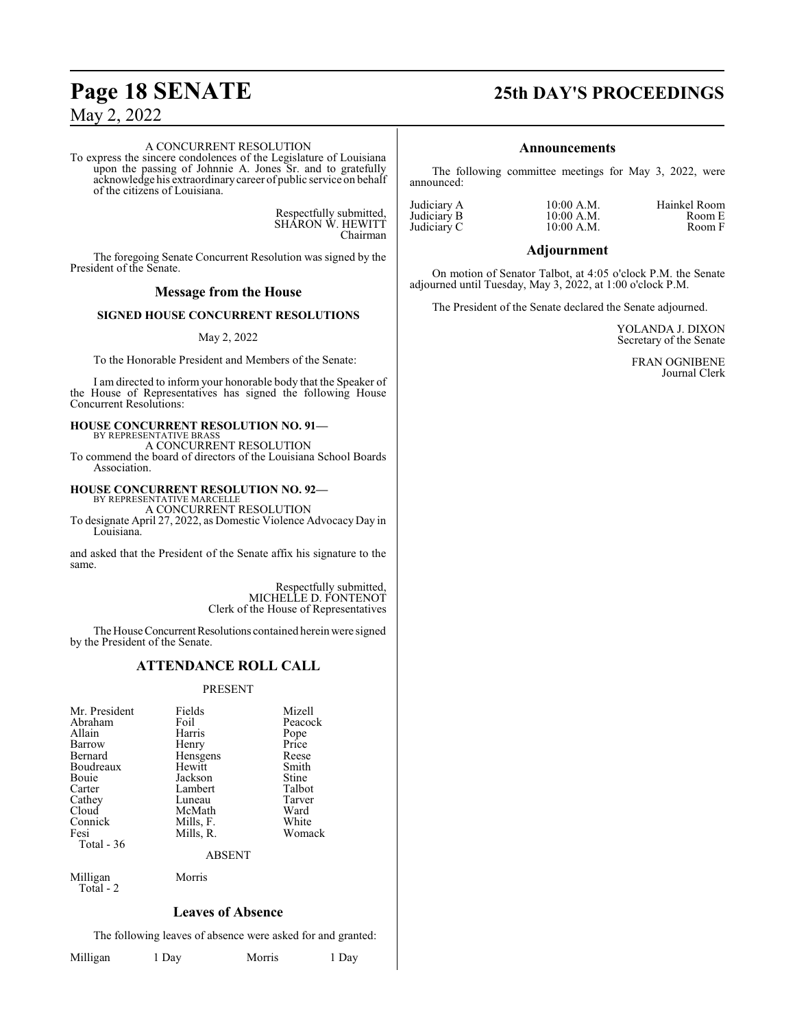A CONCURRENT RESOLUTION

To express the sincere condolences of the Legislature of Louisiana upon the passing of Johnnie A. Jones Sr. and to gratefully acknowledge his extraordinary career of public service on behalf of the citizens of Louisiana.

Respectfully submitted,
SHARON W. HEWITT
Chairman

The foregoing Senate Concurrent Resolution was signed by the President of the Senate.

## Message from the House

### SIGNED HOUSE CONCURRENT RESOLUTIONS

May 2, 2022

To the Honorable President and Members of the Senate:

I am directed to inform your honorable body that the Speaker of the House of Representatives has signed the following House Concurrent Resolutions:

**HOUSE CONCURRENT RESOLUTION NO. 91—**
BY REPRESENTATIVE BRASS

A CONCURRENT RESOLUTION

To commend the board of directors of the Louisiana School Boards Association.

**HOUSE CONCURRENT RESOLUTION NO. 92—**
BY REPRESENTATIVE MARCELLE

A CONCURRENT RESOLUTION

To designate April 27, 2022, as Domestic Violence Advocacy Day in Louisiana.

and asked that the President of the Senate affix his signature to the same.

Respectfully submitted,
MICHELLE D. FONTENOT
Clerk of the House of Representatives

The House Concurrent Resolutions contained herein were signed by the President of the Senate.

## ATTENDANCE ROLL CALL

PRESENT

| | | |
|---|---|---|
| Mr. President | Fields | Mizell |
| Abraham | Foil | Peacock |
| Allain | Harris | Pope |
| Barrow | Henry | Price |
| Bernard | Hensgens | Reese |
| Boudreaux | Hewitt | Smith |
| Bouie | Jackson | Stine |
| Carter | Lambert | Talbot |
| Cathey | Luneau | Tarver |
| Cloud | McMath | Ward |
| Connick | Mills, F. | White |
| Fesi | Mills, R. | Womack |

Total - 36

ABSENT

| | |
|---|---|
| Milligan | Morris |

Total - 2

## Leaves of Absence

The following leaves of absence were asked for and granted:

| | | | |
|---|---|---|---|
| Milligan | 1 Day | Morris | 1 Day |

## Announcements

The following committee meetings for May 3, 2022, were announced:

| | | |
|---|---|---|
| Judiciary A | 10:00 A.M. | Hainkel Room |
| Judiciary B | 10:00 A.M. | Room E |
| Judiciary C | 10:00 A.M. | Room F |

## Adjournment

On motion of Senator Talbot, at 4:05 o'clock P.M. the Senate adjourned until Tuesday, May 3, 2022, at 1:00 o'clock P.M.

The President of the Senate declared the Senate adjourned.

YOLANDA J. DIXON
Secretary of the Senate

FRAN OGNIBENE
Journal Clerk